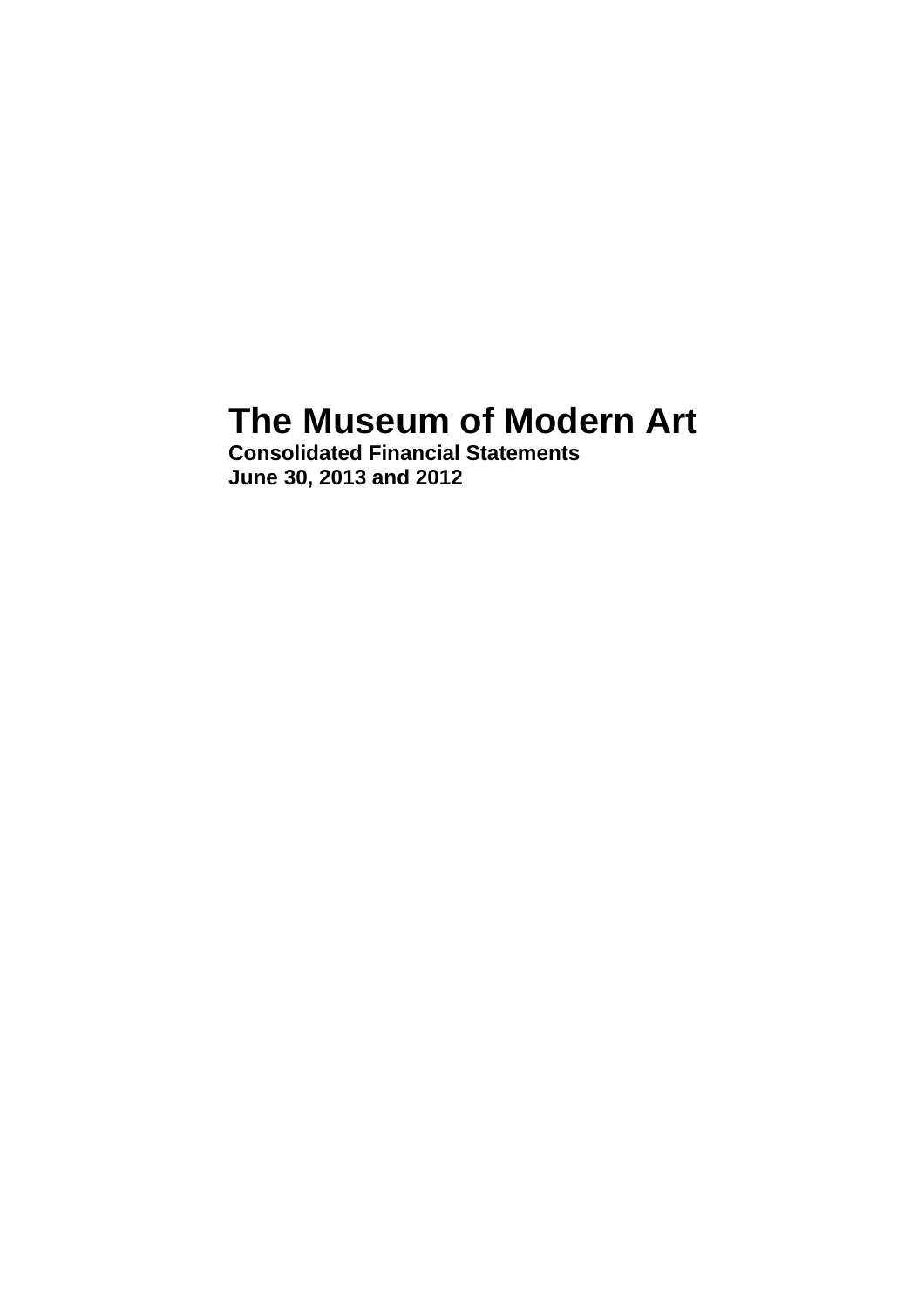# The Museum of Modern Art

**Consolidated Financial Statements**
**June 30, 2013 and 2012**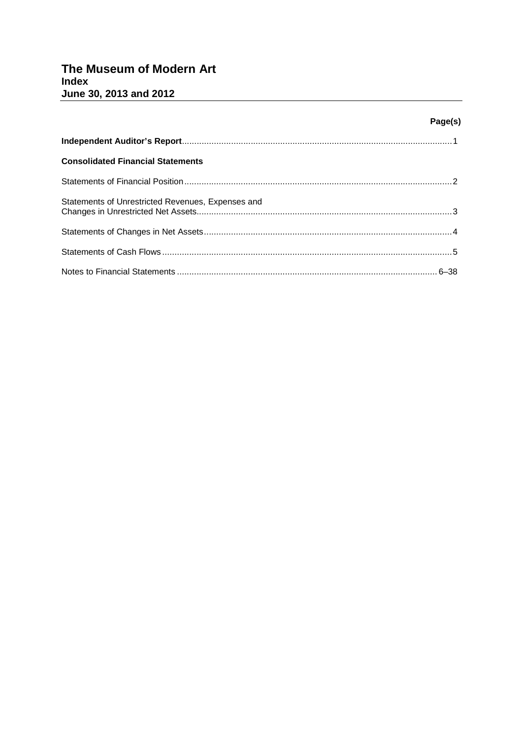# The Museum of Modern Art
## Index
## June 30, 2013 and 2012

| | Page(s) |
|---|---|
| **Independent Auditor's Report** | 1 |
| **Consolidated Financial Statements** | |
| Statements of Financial Position | 2 |
| Statements of Unrestricted Revenues, Expenses and Changes in Unrestricted Net Assets | 3 |
| Statements of Changes in Net Assets | 4 |
| Statements of Cash Flows | 5 |
| Notes to Financial Statements | 6–38 |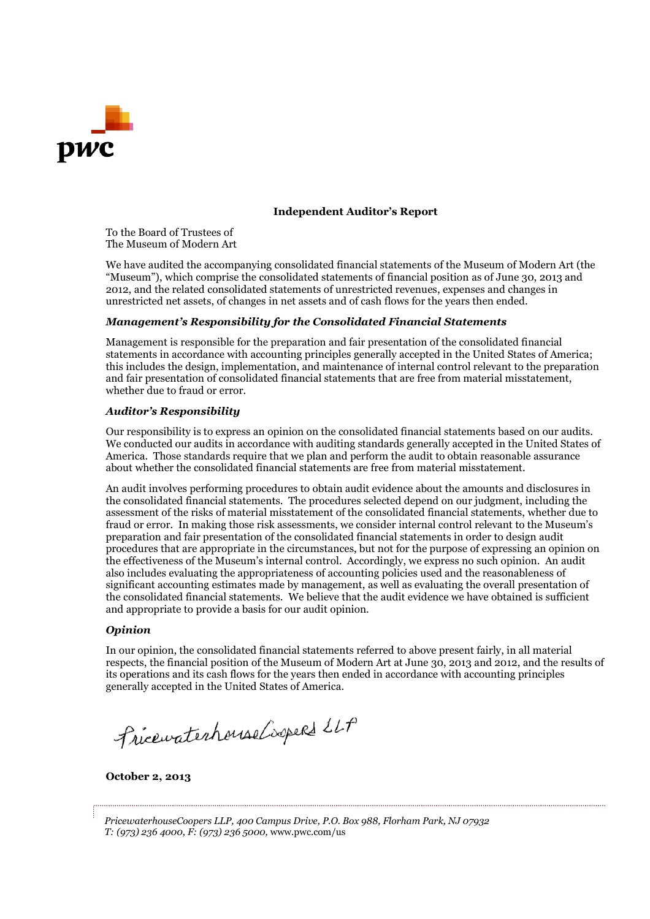pwc

## Independent Auditor's Report

To the Board of Trustees of
The Museum of Modern Art

We have audited the accompanying consolidated financial statements of the Museum of Modern Art (the "Museum"), which comprise the consolidated statements of financial position as of June 30, 2013 and 2012, and the related consolidated statements of unrestricted revenues, expenses and changes in unrestricted net assets, of changes in net assets and of cash flows for the years then ended.

### *Management's Responsibility for the Consolidated Financial Statements*

Management is responsible for the preparation and fair presentation of the consolidated financial statements in accordance with accounting principles generally accepted in the United States of America; this includes the design, implementation, and maintenance of internal control relevant to the preparation and fair presentation of consolidated financial statements that are free from material misstatement, whether due to fraud or error.

### *Auditor's Responsibility*

Our responsibility is to express an opinion on the consolidated financial statements based on our audits. We conducted our audits in accordance with auditing standards generally accepted in the United States of America. Those standards require that we plan and perform the audit to obtain reasonable assurance about whether the consolidated financial statements are free from material misstatement.

An audit involves performing procedures to obtain audit evidence about the amounts and disclosures in the consolidated financial statements. The procedures selected depend on our judgment, including the assessment of the risks of material misstatement of the consolidated financial statements, whether due to fraud or error. In making those risk assessments, we consider internal control relevant to the Museum's preparation and fair presentation of the consolidated financial statements in order to design audit procedures that are appropriate in the circumstances, but not for the purpose of expressing an opinion on the effectiveness of the Museum's internal control. Accordingly, we express no such opinion. An audit also includes evaluating the appropriateness of accounting policies used and the reasonableness of significant accounting estimates made by management, as well as evaluating the overall presentation of the consolidated financial statements. We believe that the audit evidence we have obtained is sufficient and appropriate to provide a basis for our audit opinion.

### *Opinion*

In our opinion, the consolidated financial statements referred to above present fairly, in all material respects, the financial position of the Museum of Modern Art at June 30, 2013 and 2012, and the results of its operations and its cash flows for the years then ended in accordance with accounting principles generally accepted in the United States of America.

PricewaterhouseCoopers LLP

**October 2, 2013**

*PricewaterhouseCoopers LLP, 400 Campus Drive, P.O. Box 988, Florham Park, NJ 07932*
*T: (973) 236 4000, F: (973) 236 5000,* www.pwc.com/us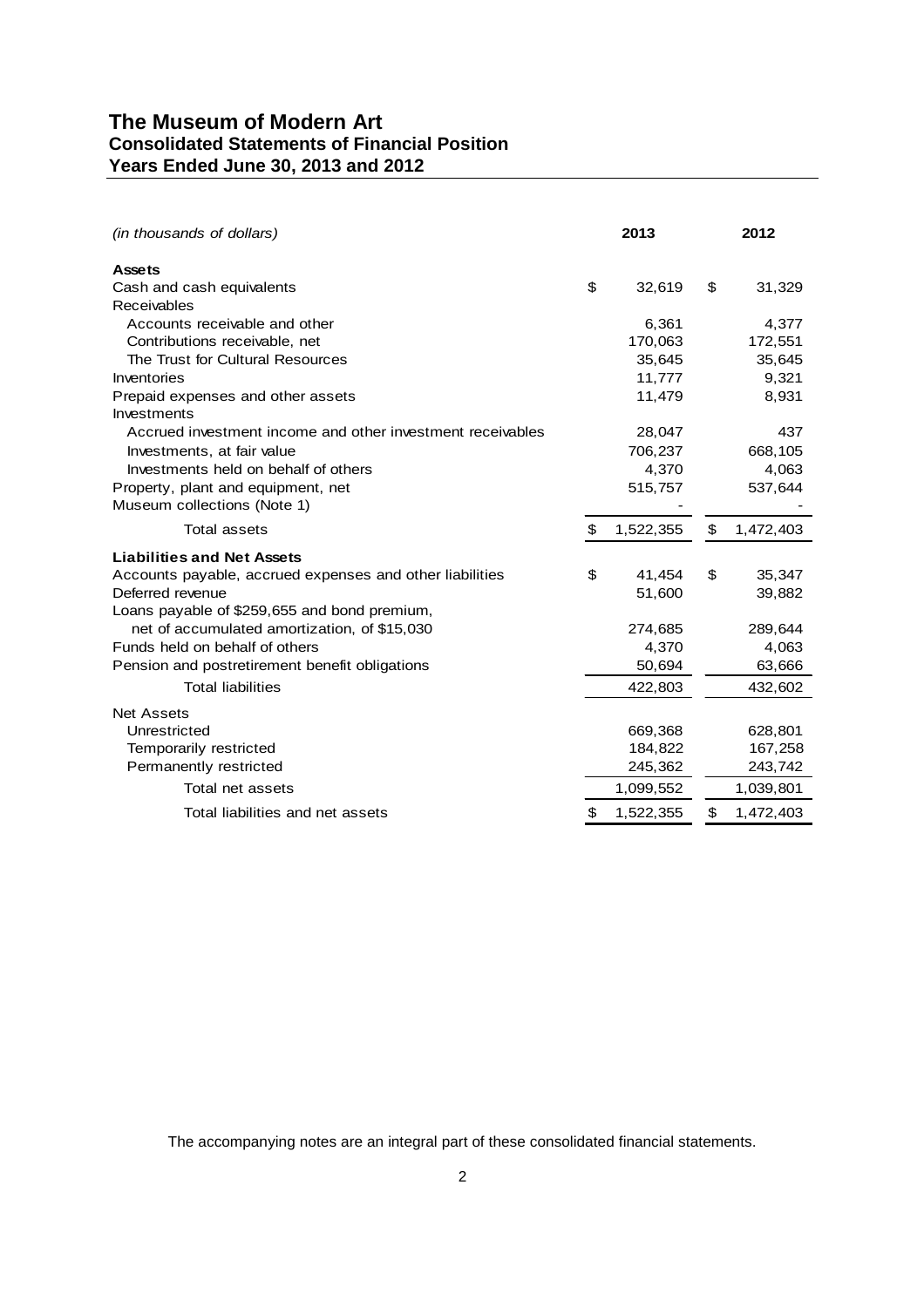# The Museum of Modern Art
## Consolidated Statements of Financial Position
## Years Ended June 30, 2013 and 2012

| *(in thousands of dollars)* | 2013 | 2012 |
|---|---|---|
| **Assets** | | |
| Cash and cash equivalents | $ 32,619 | $ 31,329 |
| Receivables | | |
| Accounts receivable and other | 6,361 | 4,377 |
| Contributions receivable, net | 170,063 | 172,551 |
| The Trust for Cultural Resources | 35,645 | 35,645 |
| Inventories | 11,777 | 9,321 |
| Prepaid expenses and other assets | 11,479 | 8,931 |
| Investments | | |
| Accrued investment income and other investment receivables | 28,047 | 437 |
| Investments, at fair value | 706,237 | 668,105 |
| Investments held on behalf of others | 4,370 | 4,063 |
| Property, plant and equipment, net | 515,757 | 537,644 |
| Museum collections (Note 1) | - | - |
| Total assets | $ 1,522,355 | $ 1,472,403 |
| **Liabilities and Net Assets** | | |
| Accounts payable, accrued expenses and other liabilities | $ 41,454 | $ 35,347 |
| Deferred revenue | 51,600 | 39,882 |
| Loans payable of $259,655 and bond premium, net of accumulated amortization, of $15,030 | 274,685 | 289,644 |
| Funds held on behalf of others | 4,370 | 4,063 |
| Pension and postretirement benefit obligations | 50,694 | 63,666 |
| Total liabilities | 422,803 | 432,602 |
| Net Assets | | |
| Unrestricted | 669,368 | 628,801 |
| Temporarily restricted | 184,822 | 167,258 |
| Permanently restricted | 245,362 | 243,742 |
| Total net assets | 1,099,552 | 1,039,801 |
| Total liabilities and net assets | $ 1,522,355 | $ 1,472,403 |

The accompanying notes are an integral part of these consolidated financial statements.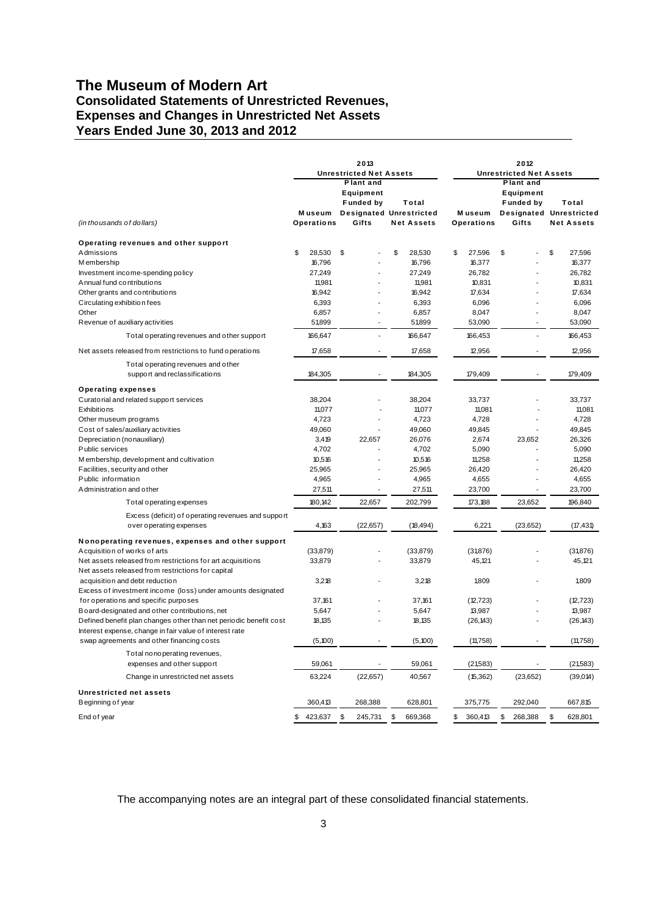# The Museum of Modern Art

## Consolidated Statements of Unrestricted Revenues, Expenses and Changes in Unrestricted Net Assets

## Years Ended June 30, 2013 and 2012

| *(in thousands of dollars)* | 2013 Unrestricted Net Assets | | | 2012 Unrestricted Net Assets | | |
|---|---|---|---|---|---|---|
| | Museum Operations | Plant and Equipment Funded by Designated Gifts | Total Unrestricted Net Assets | Museum Operations | Plant and Equipment Funded by Designated Gifts | Total Unrestricted Net Assets |
| **Operating revenues and other support** | | | | | | |
| Admissions | $ 28,530 | $ - | $ 28,530 | $ 27,596 | $ - | $ 27,596 |
| Membership | 16,796 | - | 16,796 | 16,377 | - | 16,377 |
| Investment income-spending policy | 27,249 | - | 27,249 | 26,782 | - | 26,782 |
| Annual fund contributions | 11,981 | - | 11,981 | 10,831 | - | 10,831 |
| Other grants and contributions | 16,942 | - | 16,942 | 17,634 | - | 17,634 |
| Circulating exhibition fees | 6,393 | - | 6,393 | 6,096 | - | 6,096 |
| Other | 6,857 | - | 6,857 | 8,047 | - | 8,047 |
| Revenue of auxiliary activities | 51,899 | - | 51,899 | 53,090 | - | 53,090 |
| Total operating revenues and other support | 166,647 | - | 166,647 | 166,453 | - | 166,453 |
| Net assets released from restrictions to fund operations | 17,658 | - | 17,658 | 12,956 | - | 12,956 |
| Total operating revenues and other support and reclassifications | 184,305 | - | 184,305 | 179,409 | - | 179,409 |
| **Operating expenses** | | | | | | |
| Curatorial and related support services | 38,204 | - | 38,204 | 33,737 | - | 33,737 |
| Exhibitions | 11,077 | - | 11,077 | 11,081 | - | 11,081 |
| Other museum programs | 4,723 | - | 4,723 | 4,728 | - | 4,728 |
| Cost of sales/auxiliary activities | 49,060 | - | 49,060 | 49,845 | - | 49,845 |
| Depreciation (nonauxiliary) | 3,419 | 22,657 | 26,076 | 2,674 | 23,652 | 26,326 |
| Public services | 4,702 | - | 4,702 | 5,090 | - | 5,090 |
| Membership, development and cultivation | 10,516 | - | 10,516 | 11,258 | - | 11,258 |
| Facilities, security and other | 25,965 | - | 25,965 | 26,420 | - | 26,420 |
| Public information | 4,965 | - | 4,965 | 4,655 | - | 4,655 |
| Administration and other | 27,511 | - | 27,511 | 23,700 | - | 23,700 |
| Total operating expenses | 180,142 | 22,657 | 202,799 | 173,188 | 23,652 | 196,840 |
| Excess (deficit) of operating revenues and support over operating expenses | 4,163 | (22,657) | (18,494) | 6,221 | (23,652) | (17,431) |
| **Nonoperating revenues, expenses and other support** | | | | | | |
| Acquisition of works of arts | (33,879) | - | (33,879) | (31,876) | - | (31,876) |
| Net assets released from restrictions for art acquisitions | 33,879 | - | 33,879 | 45,121 | - | 45,121 |
| Net assets released from restrictions for capital acquisition and debt reduction | 3,218 | - | 3,218 | 1,809 | - | 1,809 |
| Excess of investment income (loss) under amounts designated for operations and specific purposes | 37,161 | - | 37,161 | (12,723) | - | (12,723) |
| Board-designated and other contributions, net | 5,647 | - | 5,647 | 13,987 | - | 13,987 |
| Defined benefit plan changes other than net periodic benefit cost | 18,135 | - | 18,135 | (26,143) | - | (26,143) |
| Interest expense, change in fair value of interest rate swap agreements and other financing costs | (5,100) | - | (5,100) | (11,758) | - | (11,758) |
| Total nonoperating revenues, expenses and other support | 59,061 | - | 59,061 | (21,583) | - | (21,583) |
| Change in unrestricted net assets | 63,224 | (22,657) | 40,567 | (15,362) | (23,652) | (39,014) |
| **Unrestricted net assets** | | | | | | |
| Beginning of year | 360,413 | 268,388 | 628,801 | 375,775 | 292,040 | 667,815 |
| End of year | $ 423,637 | $ 245,731 | $ 669,368 | $ 360,413 | $ 268,388 | $ 628,801 |

The accompanying notes are an integral part of these consolidated financial statements.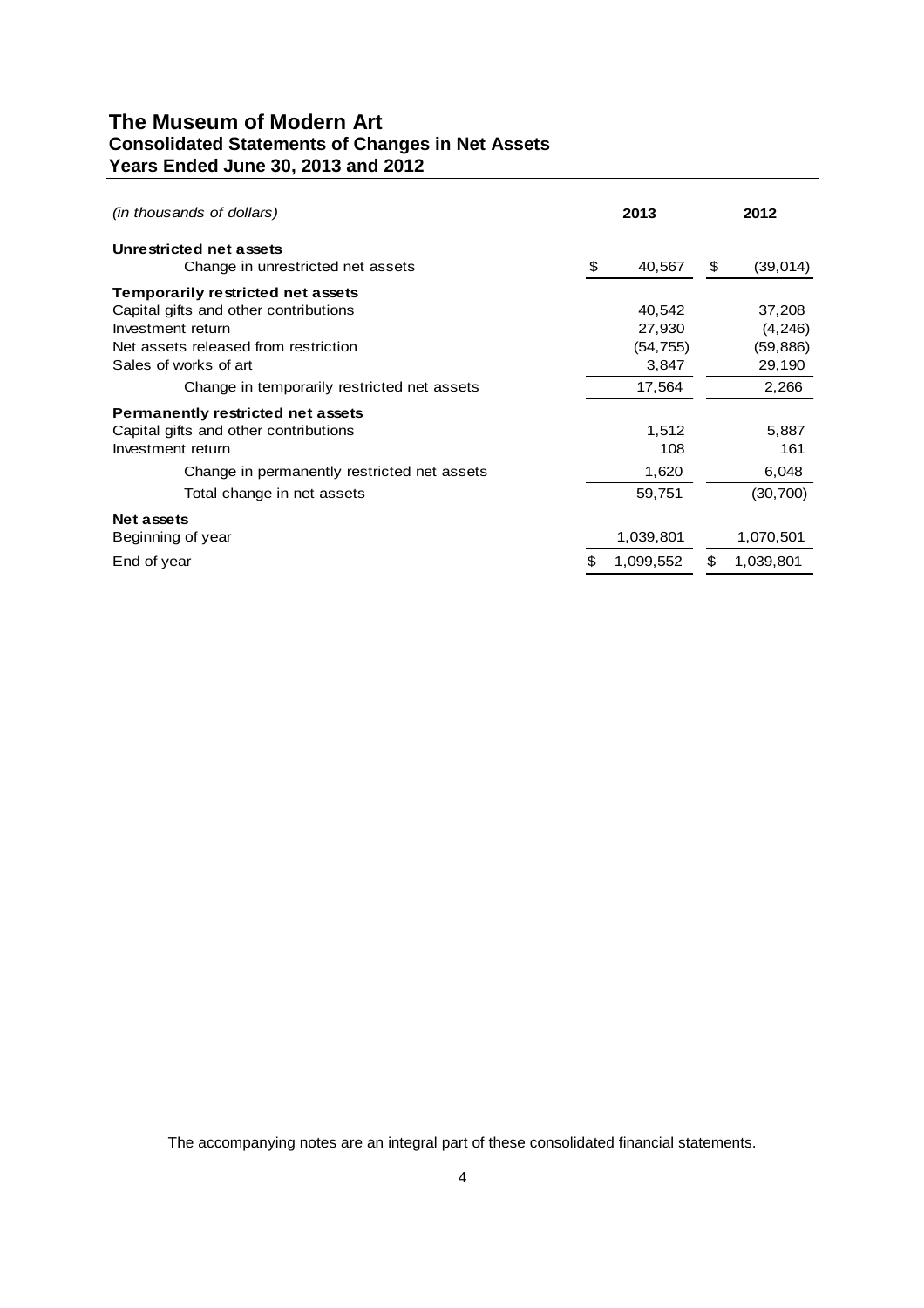# The Museum of Modern Art
## Consolidated Statements of Changes in Net Assets
## Years Ended June 30, 2013 and 2012

| *(in thousands of dollars)* | 2013 | 2012 |
|---|---|---|
| **Unrestricted net assets** | | |
| Change in unrestricted net assets | $ 40,567 | $ (39,014) |
| **Temporarily restricted net assets** | | |
| Capital gifts and other contributions | 40,542 | 37,208 |
| Investment return | 27,930 | (4,246) |
| Net assets released from restriction | (54,755) | (59,886) |
| Sales of works of art | 3,847 | 29,190 |
| Change in temporarily restricted net assets | 17,564 | 2,266 |
| **Permanently restricted net assets** | | |
| Capital gifts and other contributions | 1,512 | 5,887 |
| Investment return | 108 | 161 |
| Change in permanently restricted net assets | 1,620 | 6,048 |
| Total change in net assets | 59,751 | (30,700) |
| **Net assets** | | |
| Beginning of year | 1,039,801 | 1,070,501 |
| End of year | $ 1,099,552 | $ 1,039,801 |

The accompanying notes are an integral part of these consolidated financial statements.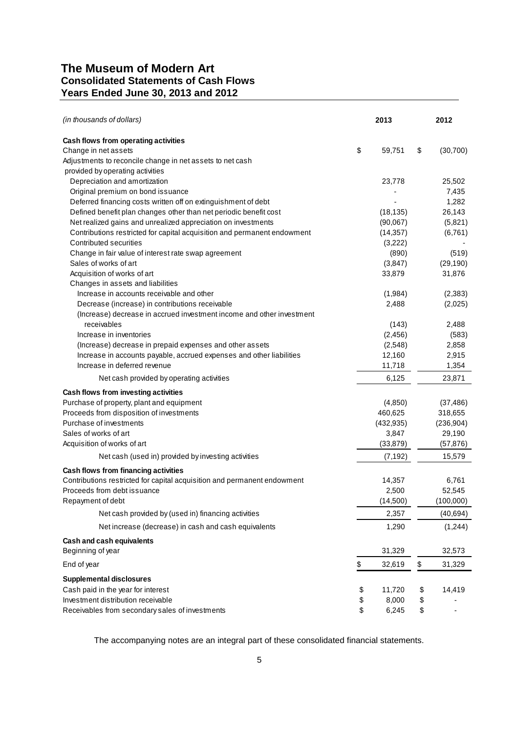# The Museum of Modern Art
## Consolidated Statements of Cash Flows
## Years Ended June 30, 2013 and 2012

| *(in thousands of dollars)* | 2013 | 2012 |
|---|---|---|
| **Cash flows from operating activities** | | |
| Change in net assets | $ 59,751 | $ (30,700) |
| Adjustments to reconcile change in net assets to net cash provided by operating activities | | |
| Depreciation and amortization | 23,778 | 25,502 |
| Original premium on bond issuance | - | 7,435 |
| Deferred financing costs written off on extinguishment of debt | - | 1,282 |
| Defined benefit plan changes other than net periodic benefit cost | (18,135) | 26,143 |
| Net realized gains and unrealized appreciation on investments | (90,067) | (5,821) |
| Contributions restricted for capital acquisition and permanent endowment | (14,357) | (6,761) |
| Contributed securities | (3,222) | - |
| Change in fair value of interest rate swap agreement | (890) | (519) |
| Sales of works of art | (3,847) | (29,190) |
| Acquisition of works of art | 33,879 | 31,876 |
| Changes in assets and liabilities | | |
| Increase in accounts receivable and other | (1,984) | (2,383) |
| Decrease (increase) in contributions receivable | 2,488 | (2,025) |
| (Increase) decrease in accrued investment income and other investment receivables | (143) | 2,488 |
| Increase in inventories | (2,456) | (583) |
| (Increase) decrease in prepaid expenses and other assets | (2,548) | 2,858 |
| Increase in accounts payable, accrued expenses and other liabilities | 12,160 | 2,915 |
| Increase in deferred revenue | 11,718 | 1,354 |
| Net cash provided by operating activities | 6,125 | 23,871 |
| **Cash flows from investing activities** | | |
| Purchase of property, plant and equipment | (4,850) | (37,486) |
| Proceeds from disposition of investments | 460,625 | 318,655 |
| Purchase of investments | (432,935) | (236,904) |
| Sales of works of art | 3,847 | 29,190 |
| Acquisition of works of art | (33,879) | (57,876) |
| Net cash (used in) provided by investing activities | (7,192) | 15,579 |
| **Cash flows from financing activities** | | |
| Contributions restricted for capital acquisition and permanent endowment | 14,357 | 6,761 |
| Proceeds from debt issuance | 2,500 | 52,545 |
| Repayment of debt | (14,500) | (100,000) |
| Net cash provided by (used in) financing activities | 2,357 | (40,694) |
| Net increase (decrease) in cash and cash equivalents | 1,290 | (1,244) |
| **Cash and cash equivalents** | | |
| Beginning of year | 31,329 | 32,573 |
| End of year | $ 32,619 | $ 31,329 |
| **Supplemental disclosures** | | |
| Cash paid in the year for interest | $ 11,720 | $ 14,419 |
| Investment distribution receivable | $ 8,000 | $ - |
| Receivables from secondary sales of investments | $ 6,245 | $ - |

The accompanying notes are an integral part of these consolidated financial statements.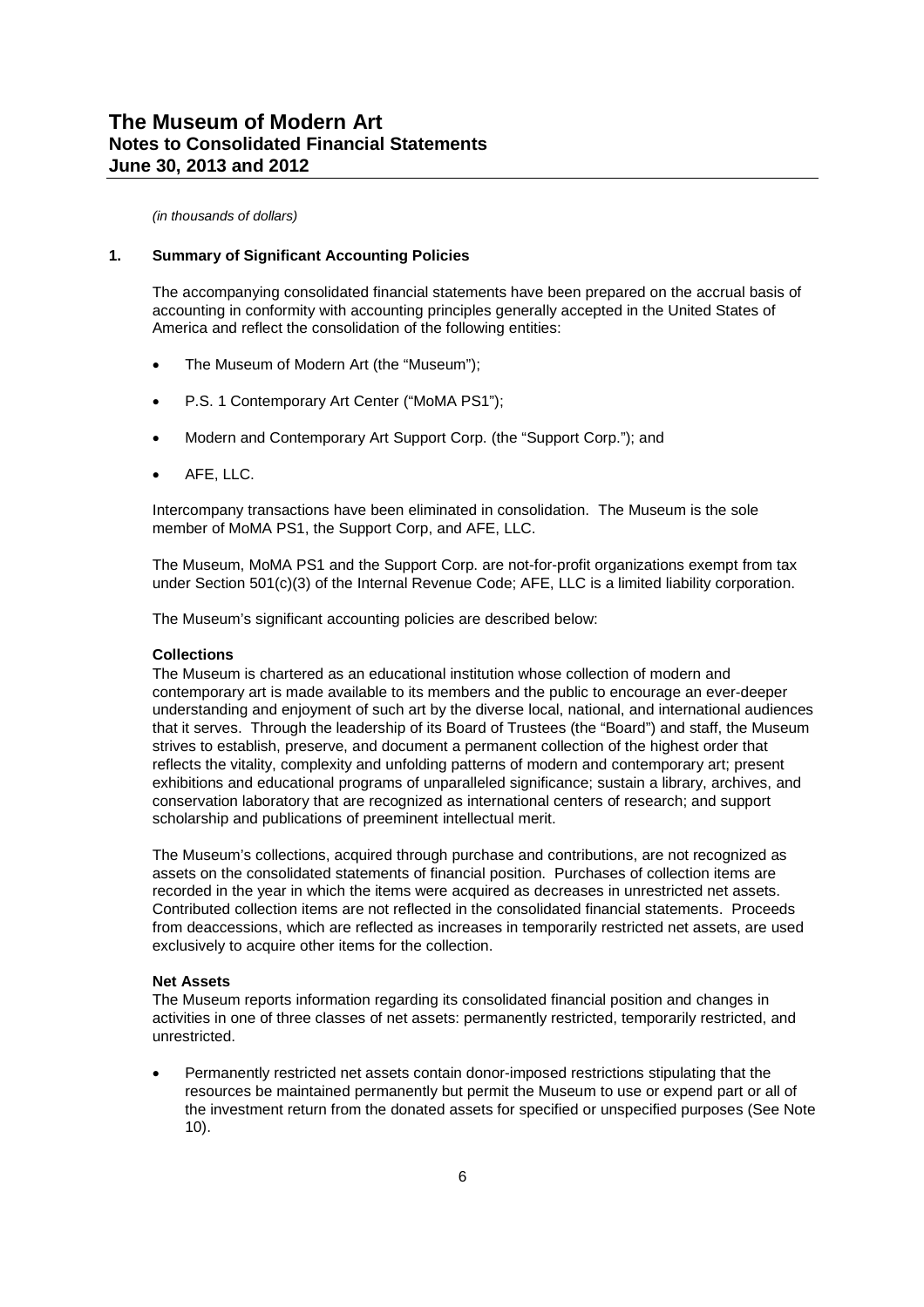*(in thousands of dollars)*

## 1. Summary of Significant Accounting Policies

The accompanying consolidated financial statements have been prepared on the accrual basis of accounting in conformity with accounting principles generally accepted in the United States of America and reflect the consolidation of the following entities:

- The Museum of Modern Art (the "Museum");
- P.S. 1 Contemporary Art Center ("MoMA PS1");
- Modern and Contemporary Art Support Corp. (the "Support Corp."); and
- AFE, LLC.

Intercompany transactions have been eliminated in consolidation. The Museum is the sole member of MoMA PS1, the Support Corp, and AFE, LLC.

The Museum, MoMA PS1 and the Support Corp. are not-for-profit organizations exempt from tax under Section 501(c)(3) of the Internal Revenue Code; AFE, LLC is a limited liability corporation.

The Museum's significant accounting policies are described below:

**Collections**

The Museum is chartered as an educational institution whose collection of modern and contemporary art is made available to its members and the public to encourage an ever-deeper understanding and enjoyment of such art by the diverse local, national, and international audiences that it serves. Through the leadership of its Board of Trustees (the "Board") and staff, the Museum strives to establish, preserve, and document a permanent collection of the highest order that reflects the vitality, complexity and unfolding patterns of modern and contemporary art; present exhibitions and educational programs of unparalleled significance; sustain a library, archives, and conservation laboratory that are recognized as international centers of research; and support scholarship and publications of preeminent intellectual merit.

The Museum's collections, acquired through purchase and contributions, are not recognized as assets on the consolidated statements of financial position. Purchases of collection items are recorded in the year in which the items were acquired as decreases in unrestricted net assets. Contributed collection items are not reflected in the consolidated financial statements. Proceeds from deaccessions, which are reflected as increases in temporarily restricted net assets, are used exclusively to acquire other items for the collection.

**Net Assets**

The Museum reports information regarding its consolidated financial position and changes in activities in one of three classes of net assets: permanently restricted, temporarily restricted, and unrestricted.

- Permanently restricted net assets contain donor-imposed restrictions stipulating that the resources be maintained permanently but permit the Museum to use or expend part or all of the investment return from the donated assets for specified or unspecified purposes (See Note 10).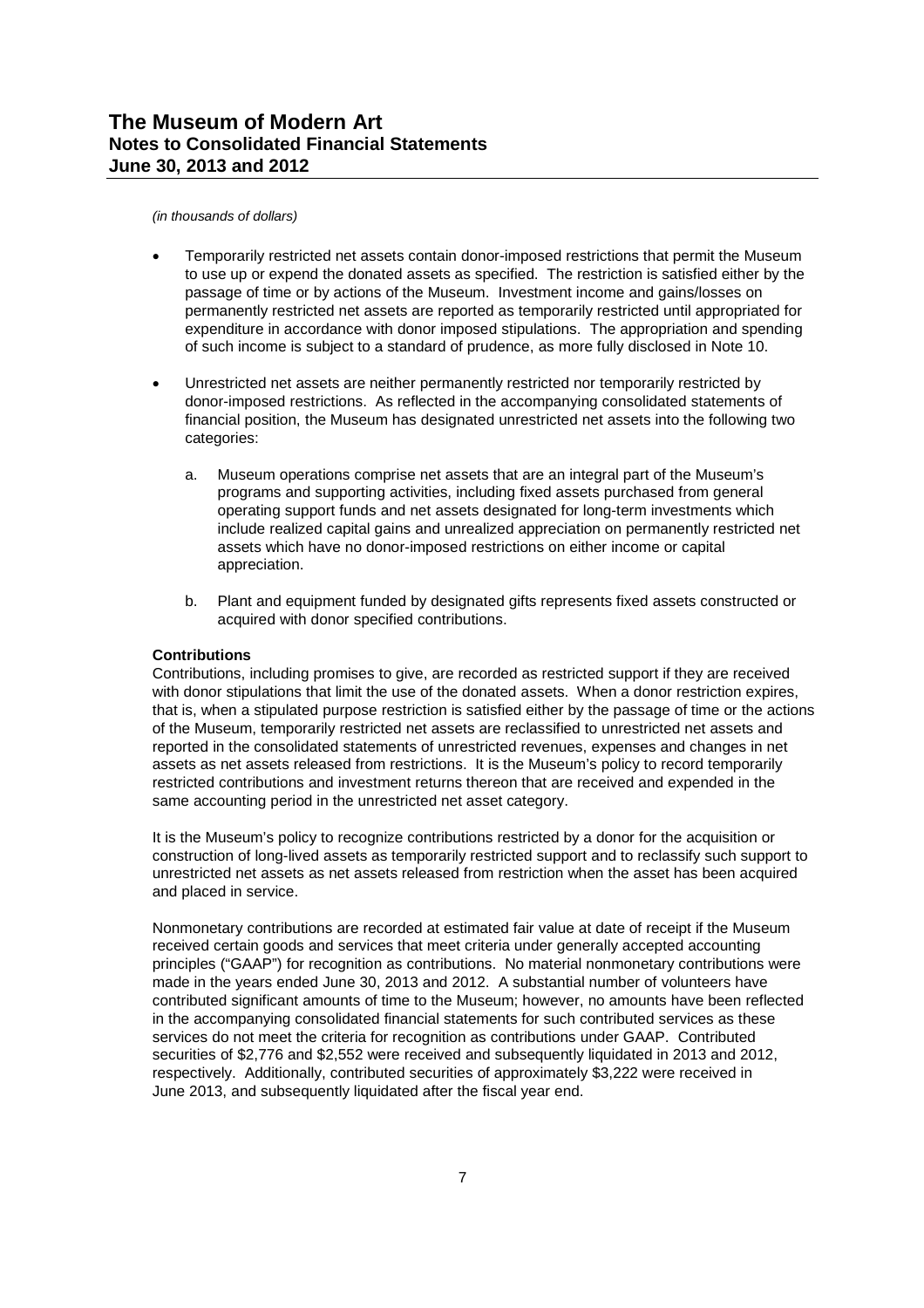*(in thousands of dollars)*

- Temporarily restricted net assets contain donor-imposed restrictions that permit the Museum to use up or expend the donated assets as specified. The restriction is satisfied either by the passage of time or by actions of the Museum. Investment income and gains/losses on permanently restricted net assets are reported as temporarily restricted until appropriated for expenditure in accordance with donor imposed stipulations. The appropriation and spending of such income is subject to a standard of prudence, as more fully disclosed in Note 10.

- Unrestricted net assets are neither permanently restricted nor temporarily restricted by donor-imposed restrictions. As reflected in the accompanying consolidated statements of financial position, the Museum has designated unrestricted net assets into the following two categories:

  a. Museum operations comprise net assets that are an integral part of the Museum's programs and supporting activities, including fixed assets purchased from general operating support funds and net assets designated for long-term investments which include realized capital gains and unrealized appreciation on permanently restricted net assets which have no donor-imposed restrictions on either income or capital appreciation.

  b. Plant and equipment funded by designated gifts represents fixed assets constructed or acquired with donor specified contributions.

**Contributions**

Contributions, including promises to give, are recorded as restricted support if they are received with donor stipulations that limit the use of the donated assets. When a donor restriction expires, that is, when a stipulated purpose restriction is satisfied either by the passage of time or the actions of the Museum, temporarily restricted net assets are reclassified to unrestricted net assets and reported in the consolidated statements of unrestricted revenues, expenses and changes in net assets as net assets released from restrictions. It is the Museum's policy to record temporarily restricted contributions and investment returns thereon that are received and expended in the same accounting period in the unrestricted net asset category.

It is the Museum's policy to recognize contributions restricted by a donor for the acquisition or construction of long-lived assets as temporarily restricted support and to reclassify such support to unrestricted net assets as net assets released from restriction when the asset has been acquired and placed in service.

Nonmonetary contributions are recorded at estimated fair value at date of receipt if the Museum received certain goods and services that meet criteria under generally accepted accounting principles ("GAAP") for recognition as contributions. No material nonmonetary contributions were made in the years ended June 30, 2013 and 2012. A substantial number of volunteers have contributed significant amounts of time to the Museum; however, no amounts have been reflected in the accompanying consolidated financial statements for such contributed services as these services do not meet the criteria for recognition as contributions under GAAP. Contributed securities of $2,776 and $2,552 were received and subsequently liquidated in 2013 and 2012, respectively. Additionally, contributed securities of approximately $3,222 were received in June 2013, and subsequently liquidated after the fiscal year end.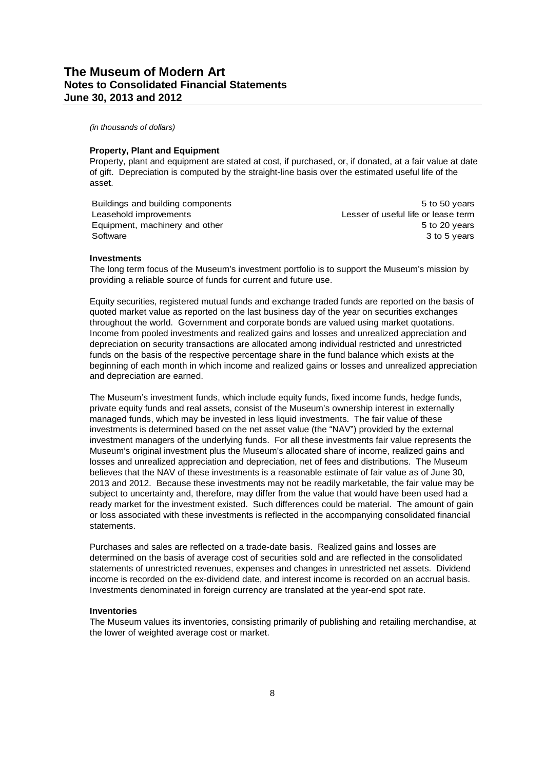*(in thousands of dollars)*

**Property, Plant and Equipment**

Property, plant and equipment are stated at cost, if purchased, or, if donated, at a fair value at date of gift. Depreciation is computed by the straight-line basis over the estimated useful life of the asset.

| | |
|---|---|
| Buildings and building components | 5 to 50 years |
| Leasehold improvements | Lesser of useful life or lease term |
| Equipment, machinery and other | 5 to 20 years |
| Software | 3 to 5 years |

**Investments**

The long term focus of the Museum's investment portfolio is to support the Museum's mission by providing a reliable source of funds for current and future use.

Equity securities, registered mutual funds and exchange traded funds are reported on the basis of quoted market value as reported on the last business day of the year on securities exchanges throughout the world. Government and corporate bonds are valued using market quotations. Income from pooled investments and realized gains and losses and unrealized appreciation and depreciation on security transactions are allocated among individual restricted and unrestricted funds on the basis of the respective percentage share in the fund balance which exists at the beginning of each month in which income and realized gains or losses and unrealized appreciation and depreciation are earned.

The Museum's investment funds, which include equity funds, fixed income funds, hedge funds, private equity funds and real assets, consist of the Museum's ownership interest in externally managed funds, which may be invested in less liquid investments. The fair value of these investments is determined based on the net asset value (the "NAV") provided by the external investment managers of the underlying funds. For all these investments fair value represents the Museum's original investment plus the Museum's allocated share of income, realized gains and losses and unrealized appreciation and depreciation, net of fees and distributions. The Museum believes that the NAV of these investments is a reasonable estimate of fair value as of June 30, 2013 and 2012. Because these investments may not be readily marketable, the fair value may be subject to uncertainty and, therefore, may differ from the value that would have been used had a ready market for the investment existed. Such differences could be material. The amount of gain or loss associated with these investments is reflected in the accompanying consolidated financial statements.

Purchases and sales are reflected on a trade-date basis. Realized gains and losses are determined on the basis of average cost of securities sold and are reflected in the consolidated statements of unrestricted revenues, expenses and changes in unrestricted net assets. Dividend income is recorded on the ex-dividend date, and interest income is recorded on an accrual basis. Investments denominated in foreign currency are translated at the year-end spot rate.

**Inventories**

The Museum values its inventories, consisting primarily of publishing and retailing merchandise, at the lower of weighted average cost or market.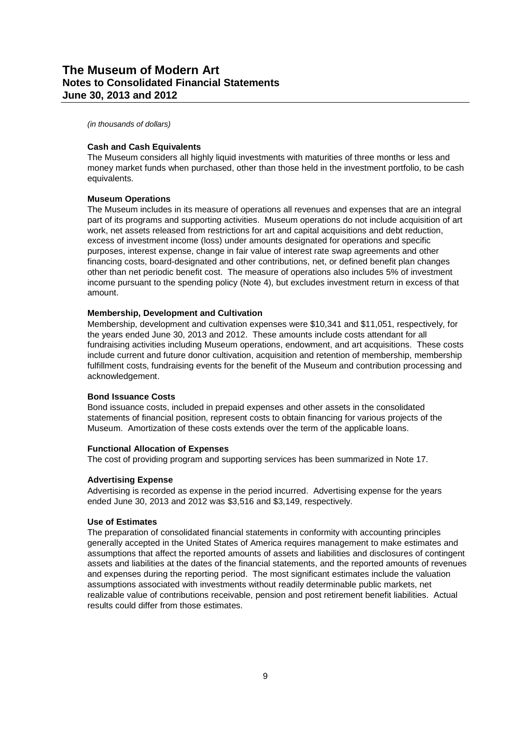*(in thousands of dollars)*

**Cash and Cash Equivalents**

The Museum considers all highly liquid investments with maturities of three months or less and money market funds when purchased, other than those held in the investment portfolio, to be cash equivalents.

**Museum Operations**

The Museum includes in its measure of operations all revenues and expenses that are an integral part of its programs and supporting activities. Museum operations do not include acquisition of art work, net assets released from restrictions for art and capital acquisitions and debt reduction, excess of investment income (loss) under amounts designated for operations and specific purposes, interest expense, change in fair value of interest rate swap agreements and other financing costs, board-designated and other contributions, net, or defined benefit plan changes other than net periodic benefit cost. The measure of operations also includes 5% of investment income pursuant to the spending policy (Note 4), but excludes investment return in excess of that amount.

**Membership, Development and Cultivation**

Membership, development and cultivation expenses were $10,341 and $11,051, respectively, for the years ended June 30, 2013 and 2012. These amounts include costs attendant for all fundraising activities including Museum operations, endowment, and art acquisitions. These costs include current and future donor cultivation, acquisition and retention of membership, membership fulfillment costs, fundraising events for the benefit of the Museum and contribution processing and acknowledgement.

**Bond Issuance Costs**

Bond issuance costs, included in prepaid expenses and other assets in the consolidated statements of financial position, represent costs to obtain financing for various projects of the Museum. Amortization of these costs extends over the term of the applicable loans.

**Functional Allocation of Expenses**

The cost of providing program and supporting services has been summarized in Note 17.

**Advertising Expense**

Advertising is recorded as expense in the period incurred. Advertising expense for the years ended June 30, 2013 and 2012 was $3,516 and $3,149, respectively.

**Use of Estimates**

The preparation of consolidated financial statements in conformity with accounting principles generally accepted in the United States of America requires management to make estimates and assumptions that affect the reported amounts of assets and liabilities and disclosures of contingent assets and liabilities at the dates of the financial statements, and the reported amounts of revenues and expenses during the reporting period. The most significant estimates include the valuation assumptions associated with investments without readily determinable public markets, net realizable value of contributions receivable, pension and post retirement benefit liabilities. Actual results could differ from those estimates.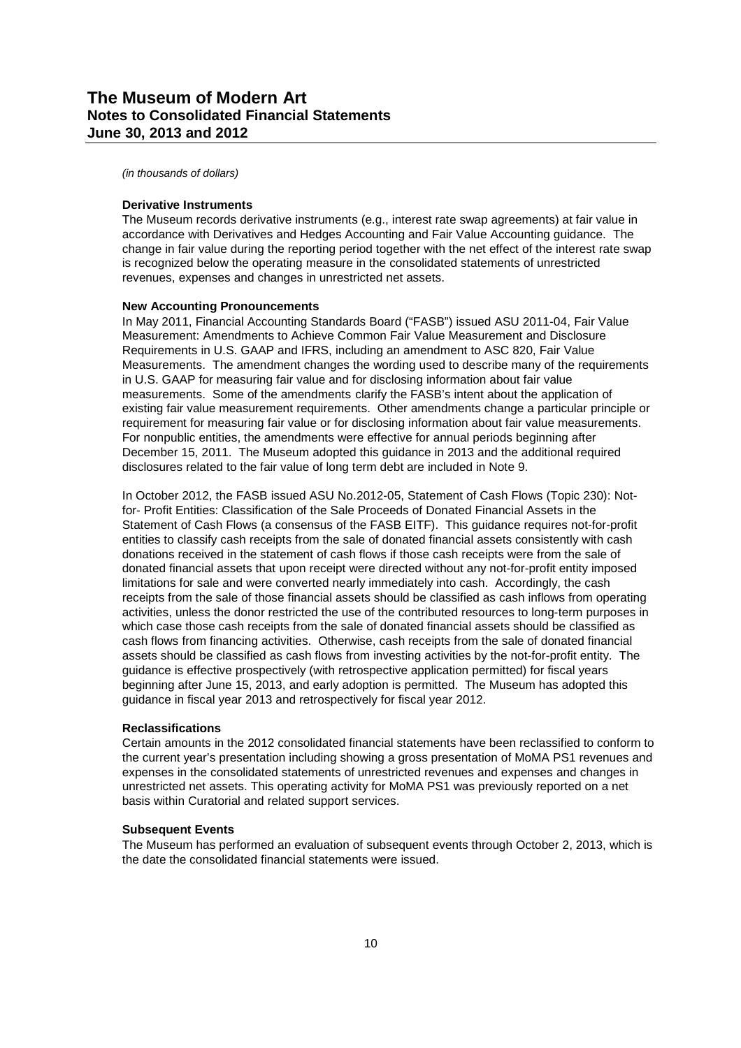*(in thousands of dollars)*

**Derivative Instruments**

The Museum records derivative instruments (e.g., interest rate swap agreements) at fair value in accordance with Derivatives and Hedges Accounting and Fair Value Accounting guidance. The change in fair value during the reporting period together with the net effect of the interest rate swap is recognized below the operating measure in the consolidated statements of unrestricted revenues, expenses and changes in unrestricted net assets.

**New Accounting Pronouncements**

In May 2011, Financial Accounting Standards Board ("FASB") issued ASU 2011-04, Fair Value Measurement: Amendments to Achieve Common Fair Value Measurement and Disclosure Requirements in U.S. GAAP and IFRS, including an amendment to ASC 820, Fair Value Measurements. The amendment changes the wording used to describe many of the requirements in U.S. GAAP for measuring fair value and for disclosing information about fair value measurements. Some of the amendments clarify the FASB's intent about the application of existing fair value measurement requirements. Other amendments change a particular principle or requirement for measuring fair value or for disclosing information about fair value measurements. For nonpublic entities, the amendments were effective for annual periods beginning after December 15, 2011. The Museum adopted this guidance in 2013 and the additional required disclosures related to the fair value of long term debt are included in Note 9.

In October 2012, the FASB issued ASU No.2012-05, Statement of Cash Flows (Topic 230): Not-for- Profit Entities: Classification of the Sale Proceeds of Donated Financial Assets in the Statement of Cash Flows (a consensus of the FASB EITF). This guidance requires not-for-profit entities to classify cash receipts from the sale of donated financial assets consistently with cash donations received in the statement of cash flows if those cash receipts were from the sale of donated financial assets that upon receipt were directed without any not-for-profit entity imposed limitations for sale and were converted nearly immediately into cash. Accordingly, the cash receipts from the sale of those financial assets should be classified as cash inflows from operating activities, unless the donor restricted the use of the contributed resources to long-term purposes in which case those cash receipts from the sale of donated financial assets should be classified as cash flows from financing activities. Otherwise, cash receipts from the sale of donated financial assets should be classified as cash flows from investing activities by the not-for-profit entity. The guidance is effective prospectively (with retrospective application permitted) for fiscal years beginning after June 15, 2013, and early adoption is permitted. The Museum has adopted this guidance in fiscal year 2013 and retrospectively for fiscal year 2012.

**Reclassifications**

Certain amounts in the 2012 consolidated financial statements have been reclassified to conform to the current year's presentation including showing a gross presentation of MoMA PS1 revenues and expenses in the consolidated statements of unrestricted revenues and expenses and changes in unrestricted net assets. This operating activity for MoMA PS1 was previously reported on a net basis within Curatorial and related support services.

**Subsequent Events**

The Museum has performed an evaluation of subsequent events through October 2, 2013, which is the date the consolidated financial statements were issued.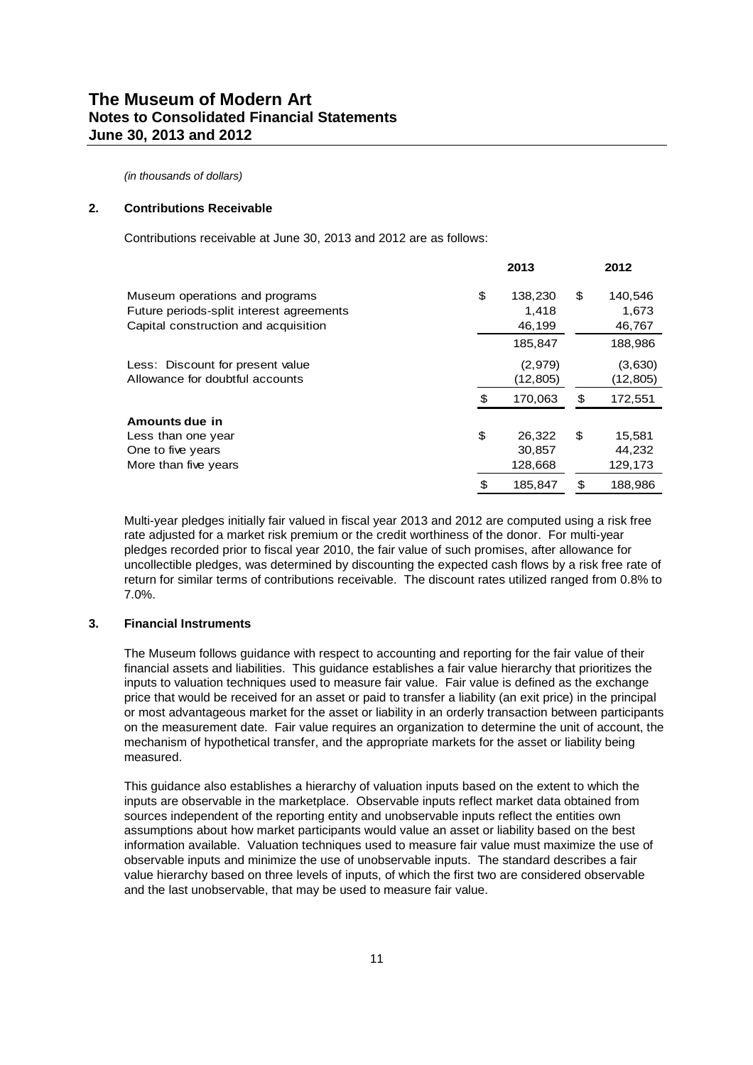*(in thousands of dollars)*

## 2. Contributions Receivable

Contributions receivable at June 30, 2013 and 2012 are as follows:

| | 2013 | 2012 |
|---|---|---|
| Museum operations and programs | $ 138,230 | $ 140,546 |
| Future periods-split interest agreements | 1,418 | 1,673 |
| Capital construction and acquisition | 46,199 | 46,767 |
| | 185,847 | 188,986 |
| Less: Discount for present value | (2,979) | (3,630) |
| Allowance for doubtful accounts | (12,805) | (12,805) |
| | $ 170,063 | $ 172,551 |
| **Amounts due in** | | |
| Less than one year | $ 26,322 | $ 15,581 |
| One to five years | 30,857 | 44,232 |
| More than five years | 128,668 | 129,173 |
| | $ 185,847 | $ 188,986 |

Multi-year pledges initially fair valued in fiscal year 2013 and 2012 are computed using a risk free rate adjusted for a market risk premium or the credit worthiness of the donor. For multi-year pledges recorded prior to fiscal year 2010, the fair value of such promises, after allowance for uncollectible pledges, was determined by discounting the expected cash flows by a risk free rate of return for similar terms of contributions receivable. The discount rates utilized ranged from 0.8% to 7.0%.

## 3. Financial Instruments

The Museum follows guidance with respect to accounting and reporting for the fair value of their financial assets and liabilities. This guidance establishes a fair value hierarchy that prioritizes the inputs to valuation techniques used to measure fair value. Fair value is defined as the exchange price that would be received for an asset or paid to transfer a liability (an exit price) in the principal or most advantageous market for the asset or liability in an orderly transaction between participants on the measurement date. Fair value requires an organization to determine the unit of account, the mechanism of hypothetical transfer, and the appropriate markets for the asset or liability being measured.

This guidance also establishes a hierarchy of valuation inputs based on the extent to which the inputs are observable in the marketplace. Observable inputs reflect market data obtained from sources independent of the reporting entity and unobservable inputs reflect the entities own assumptions about how market participants would value an asset or liability based on the best information available. Valuation techniques used to measure fair value must maximize the use of observable inputs and minimize the use of unobservable inputs. The standard describes a fair value hierarchy based on three levels of inputs, of which the first two are considered observable and the last unobservable, that may be used to measure fair value.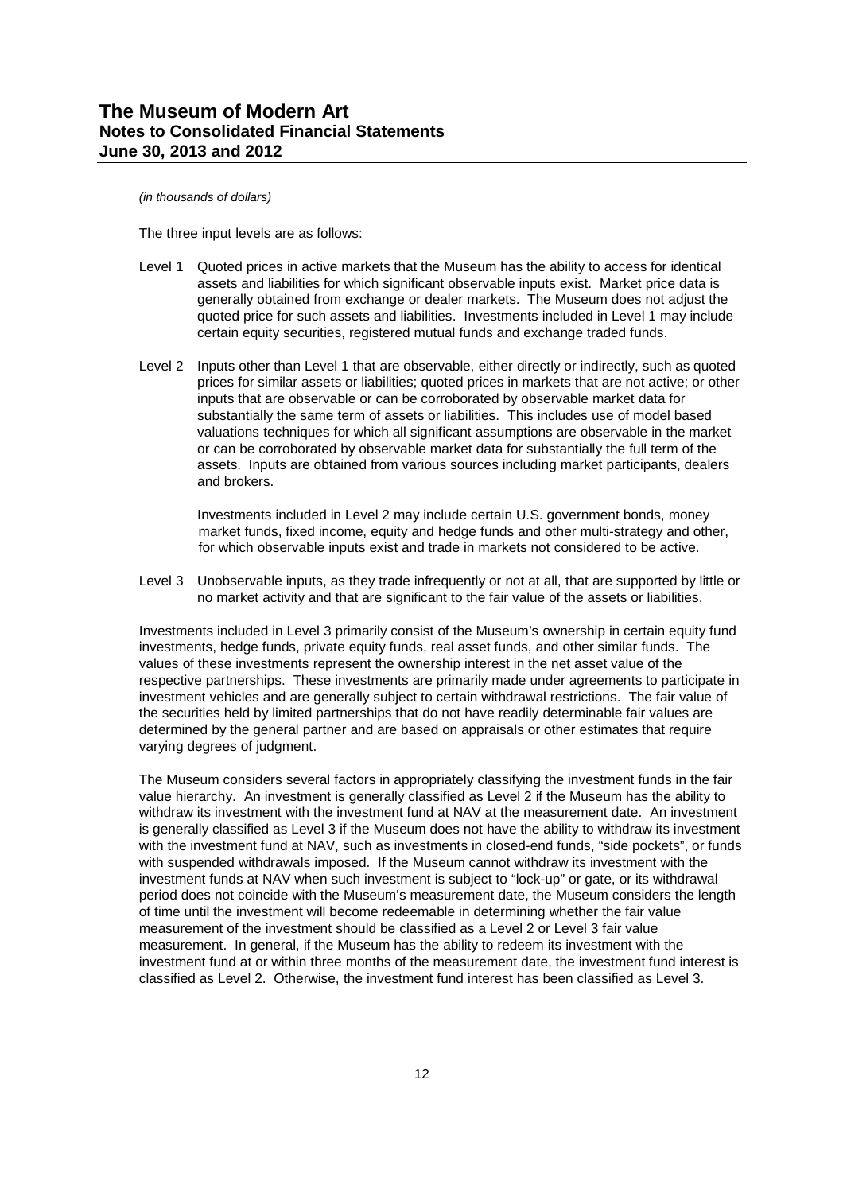*(in thousands of dollars)*

The three input levels are as follows:

- Level 1 Quoted prices in active markets that the Museum has the ability to access for identical assets and liabilities for which significant observable inputs exist. Market price data is generally obtained from exchange or dealer markets. The Museum does not adjust the quoted price for such assets and liabilities. Investments included in Level 1 may include certain equity securities, registered mutual funds and exchange traded funds.

- Level 2 Inputs other than Level 1 that are observable, either directly or indirectly, such as quoted prices for similar assets or liabilities; quoted prices in markets that are not active; or other inputs that are observable or can be corroborated by observable market data for substantially the same term of assets or liabilities. This includes use of model based valuations techniques for which all significant assumptions are observable in the market or can be corroborated by observable market data for substantially the full term of the assets. Inputs are obtained from various sources including market participants, dealers and brokers.

  Investments included in Level 2 may include certain U.S. government bonds, money market funds, fixed income, equity and hedge funds and other multi-strategy and other, for which observable inputs exist and trade in markets not considered to be active.

- Level 3 Unobservable inputs, as they trade infrequently or not at all, that are supported by little or no market activity and that are significant to the fair value of the assets or liabilities.

Investments included in Level 3 primarily consist of the Museum's ownership in certain equity fund investments, hedge funds, private equity funds, real asset funds, and other similar funds. The values of these investments represent the ownership interest in the net asset value of the respective partnerships. These investments are primarily made under agreements to participate in investment vehicles and are generally subject to certain withdrawal restrictions. The fair value of the securities held by limited partnerships that do not have readily determinable fair values are determined by the general partner and are based on appraisals or other estimates that require varying degrees of judgment.

The Museum considers several factors in appropriately classifying the investment funds in the fair value hierarchy. An investment is generally classified as Level 2 if the Museum has the ability to withdraw its investment with the investment fund at NAV at the measurement date. An investment is generally classified as Level 3 if the Museum does not have the ability to withdraw its investment with the investment fund at NAV, such as investments in closed-end funds, "side pockets", or funds with suspended withdrawals imposed. If the Museum cannot withdraw its investment with the investment funds at NAV when such investment is subject to "lock-up" or gate, or its withdrawal period does not coincide with the Museum's measurement date, the Museum considers the length of time until the investment will become redeemable in determining whether the fair value measurement of the investment should be classified as a Level 2 or Level 3 fair value measurement. In general, if the Museum has the ability to redeem its investment with the investment fund at or within three months of the measurement date, the investment fund interest is classified as Level 2. Otherwise, the investment fund interest has been classified as Level 3.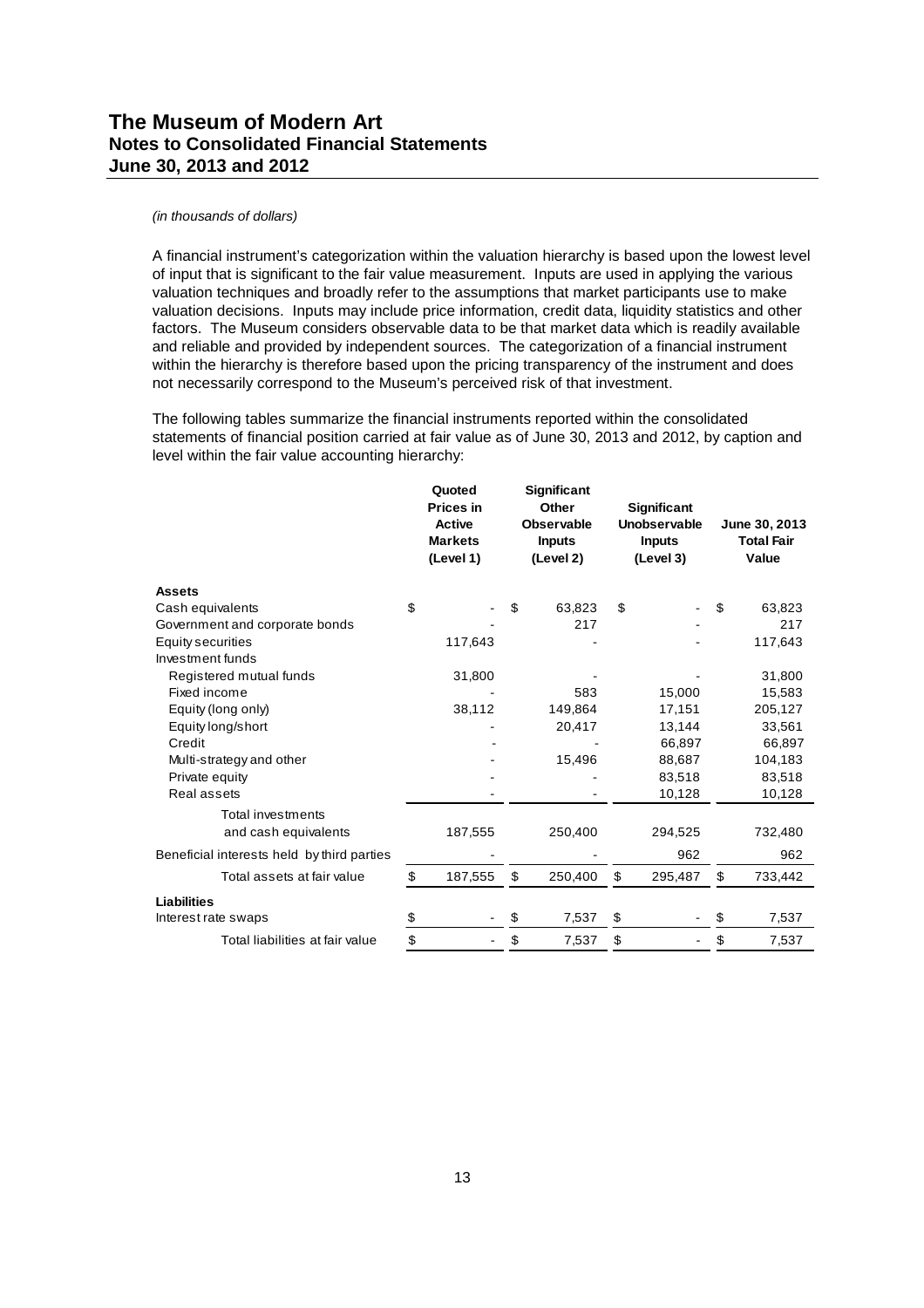*(in thousands of dollars)*

A financial instrument's categorization within the valuation hierarchy is based upon the lowest level of input that is significant to the fair value measurement. Inputs are used in applying the various valuation techniques and broadly refer to the assumptions that market participants use to make valuation decisions. Inputs may include price information, credit data, liquidity statistics and other factors. The Museum considers observable data to be that market data which is readily available and reliable and provided by independent sources. The categorization of a financial instrument within the hierarchy is therefore based upon the pricing transparency of the instrument and does not necessarily correspond to the Museum's perceived risk of that investment.

The following tables summarize the financial instruments reported within the consolidated statements of financial position carried at fair value as of June 30, 2013 and 2012, by caption and level within the fair value accounting hierarchy:

| | Quoted Prices in Active Markets (Level 1) | Significant Other Observable Inputs (Level 2) | Significant Unobservable Inputs (Level 3) | June 30, 2013 Total Fair Value |
|---|---|---|---|---|
| **Assets** | | | | |
| Cash equivalents | $ - | $ 63,823 | $ - | $ 63,823 |
| Government and corporate bonds | - | 217 | - | 217 |
| Equity securities | 117,643 | - | - | 117,643 |
| Investment funds | | | | |
| Registered mutual funds | 31,800 | - | - | 31,800 |
| Fixed income | - | 583 | 15,000 | 15,583 |
| Equity (long only) | 38,112 | 149,864 | 17,151 | 205,127 |
| Equity long/short | - | 20,417 | 13,144 | 33,561 |
| Credit | - | - | 66,897 | 66,897 |
| Multi-strategy and other | - | 15,496 | 88,687 | 104,183 |
| Private equity | - | - | 83,518 | 83,518 |
| Real assets | - | - | 10,128 | 10,128 |
| Total investments and cash equivalents | 187,555 | 250,400 | 294,525 | 732,480 |
| Beneficial interests held by third parties | - | - | 962 | 962 |
| Total assets at fair value | $ 187,555 | $ 250,400 | $ 295,487 | $ 733,442 |
| **Liabilities** | | | | |
| Interest rate swaps | $ - | $ 7,537 | $ - | $ 7,537 |
| Total liabilities at fair value | $ - | $ 7,537 | $ - | $ 7,537 |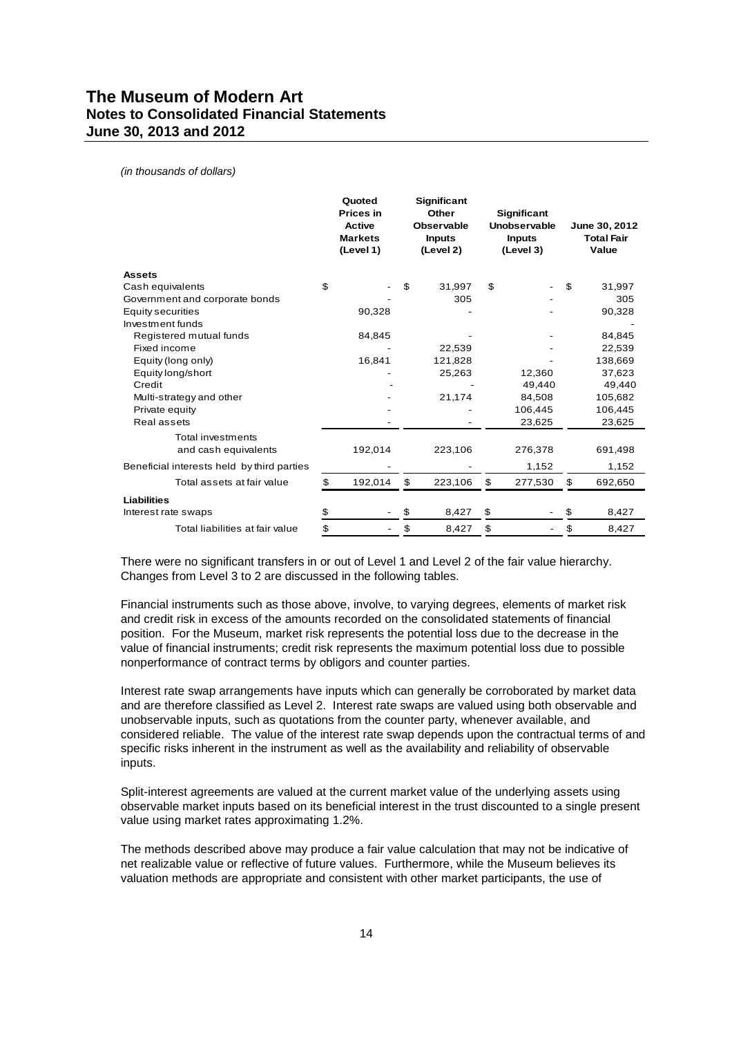*(in thousands of dollars)*

| | Quoted Prices in Active Markets (Level 1) | Significant Other Observable Inputs (Level 2) | Significant Unobservable Inputs (Level 3) | June 30, 2012 Total Fair Value |
|---|---|---|---|---|
| **Assets** | | | | |
| Cash equivalents | $ - | $ 31,997 | $ - | $ 31,997 |
| Government and corporate bonds | - | 305 | - | 305 |
| Equity securities | 90,328 | - | - | 90,328 |
| Investment funds | | | | - |
| Registered mutual funds | 84,845 | - | - | 84,845 |
| Fixed income | - | 22,539 | - | 22,539 |
| Equity (long only) | 16,841 | 121,828 | - | 138,669 |
| Equity long/short | - | 25,263 | 12,360 | 37,623 |
| Credit | - | - | 49,440 | 49,440 |
| Multi-strategy and other | - | 21,174 | 84,508 | 105,682 |
| Private equity | - | - | 106,445 | 106,445 |
| Real assets | - | - | 23,625 | 23,625 |
| Total investments and cash equivalents | 192,014 | 223,106 | 276,378 | 691,498 |
| Beneficial interests held by third parties | - | - | 1,152 | 1,152 |
| Total assets at fair value | $ 192,014 | $ 223,106 | $ 277,530 | $ 692,650 |
| **Liabilities** | | | | |
| Interest rate swaps | $ - | $ 8,427 | $ - | $ 8,427 |
| Total liabilities at fair value | $ - | $ 8,427 | $ - | $ 8,427 |

There were no significant transfers in or out of Level 1 and Level 2 of the fair value hierarchy. Changes from Level 3 to 2 are discussed in the following tables.

Financial instruments such as those above, involve, to varying degrees, elements of market risk and credit risk in excess of the amounts recorded on the consolidated statements of financial position. For the Museum, market risk represents the potential loss due to the decrease in the value of financial instruments; credit risk represents the maximum potential loss due to possible nonperformance of contract terms by obligors and counter parties.

Interest rate swap arrangements have inputs which can generally be corroborated by market data and are therefore classified as Level 2. Interest rate swaps are valued using both observable and unobservable inputs, such as quotations from the counter party, whenever available, and considered reliable. The value of the interest rate swap depends upon the contractual terms of and specific risks inherent in the instrument as well as the availability and reliability of observable inputs.

Split-interest agreements are valued at the current market value of the underlying assets using observable market inputs based on its beneficial interest in the trust discounted to a single present value using market rates approximating 1.2%.

The methods described above may produce a fair value calculation that may not be indicative of net realizable value or reflective of future values. Furthermore, while the Museum believes its valuation methods are appropriate and consistent with other market participants, the use of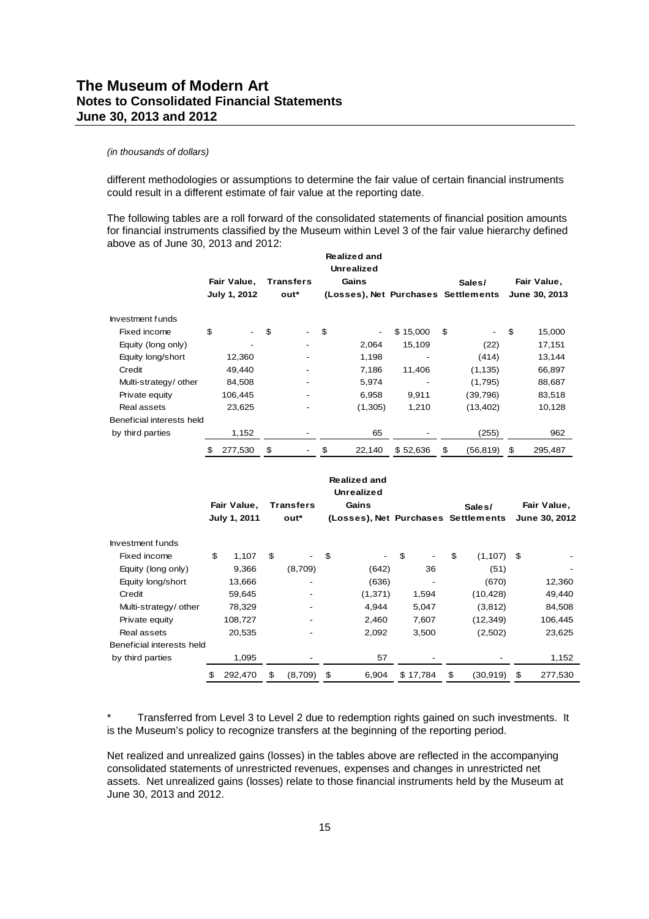*(in thousands of dollars)*

different methodologies or assumptions to determine the fair value of certain financial instruments could result in a different estimate of fair value at the reporting date.

The following tables are a roll forward of the consolidated statements of financial position amounts for financial instruments classified by the Museum within Level 3 of the fair value hierarchy defined above as of June 30, 2013 and 2012:

| | Fair Value, July 1, 2012 | Transfers out* | Realized and Unrealized Gains (Losses), Net | Purchases | Sales/ Settlements | Fair Value, June 30, 2013 |
|---|---|---|---|---|---|---|
| Investment funds | | | | | | |
| Fixed income | $ - | $ - | $ - | $ 15,000 | $ - | $ 15,000 |
| Equity (long only) | - | - | 2,064 | 15,109 | (22) | 17,151 |
| Equity long/short | 12,360 | - | 1,198 | - | (414) | 13,144 |
| Credit | 49,440 | - | 7,186 | 11,406 | (1,135) | 66,897 |
| Multi-strategy/ other | 84,508 | - | 5,974 | - | (1,795) | 88,687 |
| Private equity | 106,445 | - | 6,958 | 9,911 | (39,796) | 83,518 |
| Real assets | 23,625 | - | (1,305) | 1,210 | (13,402) | 10,128 |
| Beneficial interests held by third parties | 1,152 | - | 65 | - | (255) | 962 |
| | $ 277,530 | $ - | $ 22,140 | $ 52,636 | $ (56,819) | $ 295,487 |

| | Fair Value, July 1, 2011 | Transfers out* | Realized and Unrealized Gains (Losses), Net | Purchases | Sales/ Settlements | Fair Value, June 30, 2012 |
|---|---|---|---|---|---|---|
| Investment funds | | | | | | |
| Fixed income | $ 1,107 | $ - | $ - | $ - | $ (1,107) | $ - |
| Equity (long only) | 9,366 | (8,709) | (642) | 36 | (51) | - |
| Equity long/short | 13,666 | - | (636) | - | (670) | 12,360 |
| Credit | 59,645 | - | (1,371) | 1,594 | (10,428) | 49,440 |
| Multi-strategy/ other | 78,329 | - | 4,944 | 5,047 | (3,812) | 84,508 |
| Private equity | 108,727 | - | 2,460 | 7,607 | (12,349) | 106,445 |
| Real assets | 20,535 | - | 2,092 | 3,500 | (2,502) | 23,625 |
| Beneficial interests held by third parties | 1,095 | - | 57 | - | - | 1,152 |
| | $ 292,470 | $ (8,709) | $ 6,904 | $ 17,784 | $ (30,919) | $ 277,530 |

\* Transferred from Level 3 to Level 2 due to redemption rights gained on such investments. It is the Museum's policy to recognize transfers at the beginning of the reporting period.

Net realized and unrealized gains (losses) in the tables above are reflected in the accompanying consolidated statements of unrestricted revenues, expenses and changes in unrestricted net assets. Net unrealized gains (losses) relate to those financial instruments held by the Museum at June 30, 2013 and 2012.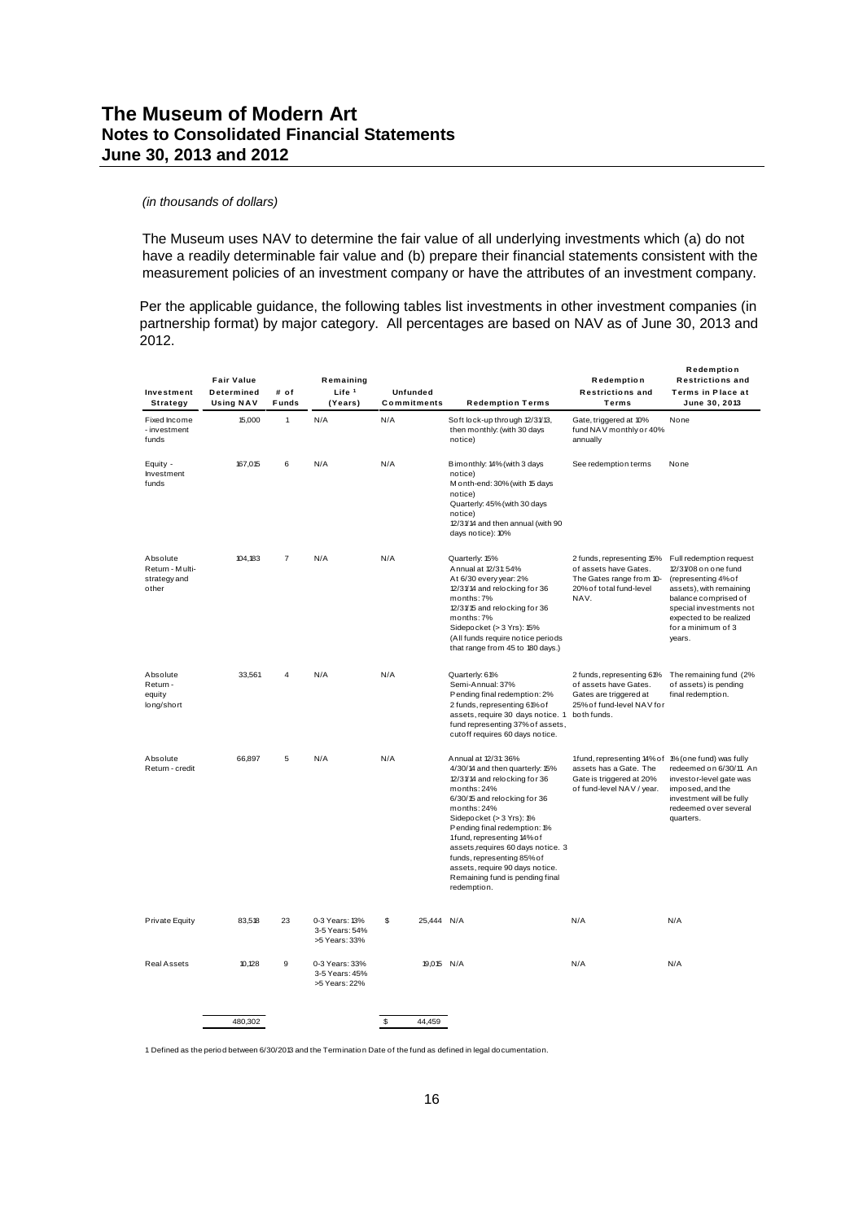# The Museum of Modern Art
## Notes to Consolidated Financial Statements
## June 30, 2013 and 2012

*(in thousands of dollars)*

The Museum uses NAV to determine the fair value of all underlying investments which (a) do not have a readily determinable fair value and (b) prepare their financial statements consistent with the measurement policies of an investment company or have the attributes of an investment company.

Per the applicable guidance, the following tables list investments in other investment companies (in partnership format) by major category. All percentages are based on NAV as of June 30, 2013 and 2012.

| Investment Strategy | Fair Value Determined Using NAV | # of Funds | Remaining Life [1] (Years) | Unfunded Commitments | Redemption Terms | Redemption Restrictions and Terms | Redemption Restrictions and Terms in Place at June 30, 2013 |
|---|---|---|---|---|---|---|---|
| Fixed Income - investment funds | 15,000 | 1 | N/A | N/A | Soft lock-up through 12/31/13, then monthly: (with 30 days notice) | Gate, triggered at 10% fund NAV monthly or 40% annually | None |
| Equity - Investment funds | 167,015 | 6 | N/A | N/A | Bimonthly: 14% (with 3 days notice)<br>Month-end: 30% (with 15 days notice)<br>Quarterly: 45% (with 30 days notice)<br>12/31/14 and then annual (with 90 days notice): 10% | See redemption terms | None |
| Absolute Return - Multi-strategy and other | 104,183 | 7 | N/A | N/A | Quarterly: 15%<br>Annual at 12/31: 54%<br>At 6/30 every year: 2%<br>12/31/14 and relocking for 36 months: 7%<br>12/31/15 and relocking for 36 months: 7%<br>Sidepocket (> 3 Yrs): 15%<br>(All funds require notice periods that range from 45 to 180 days.) | 2 funds, representing 15% of assets have Gates. The Gates range from 10-20% of total fund-level NAV. | Full redemption request 12/31/08 on one fund (representing 4% of assets), with remaining balance comprised of special investments not expected to be realized for a minimum of 3 years. |
| Absolute Return - equity long/short | 33,561 | 4 | N/A | N/A | Quarterly: 61%<br>Semi-Annual: 37%<br>Pending final redemption: 2%<br>2 funds, representing 61% of assets, require 30 days notice. 1 fund representing 37% of assets, cutoff requires 60 days notice. | 2 funds, representing 61% of assets have Gates. Gates are triggered at 25% of fund-level NAV for both funds. | The remaining fund (2% of assets) is pending final redemption. |
| Absolute Return - credit | 66,897 | 5 | N/A | N/A | Annual at 12/31: 36%<br>4/30/14 and then quarterly: 15%<br>12/31/14 and relocking for 36 months: 24%<br>6/30/15 and relocking for 36 months: 24%<br>Sidepocket (> 3 Yrs): 1%<br>Pending final redemption: 1%<br>1 fund, representing 14% of assets, requires 60 days notice. 3 funds, representing 85% of assets, require 90 days notice. Remaining fund is pending final redemption. | 1 fund, representing 14% of assets has a Gate. The Gate is triggered at 20% of fund-level NAV / year. | 1% (one fund) was fully redeemed on 6/30/11. An investor-level gate was imposed, and the investment will be fully redeemed over several quarters. |
| Private Equity | 83,518 | 23 | 0-3 Years: 13%<br>3-5 Years: 54%<br>>5 Years: 33% | $ 25,444 | N/A | N/A | N/A |
| Real Assets | 10,128 | 9 | 0-3 Years: 33%<br>3-5 Years: 45%<br>>5 Years: 22% | 19,015 | N/A | N/A | N/A |
| | 480,302 | | | $ 44,459 | | | |

1 Defined as the period between 6/30/2013 and the Termination Date of the fund as defined in legal documentation.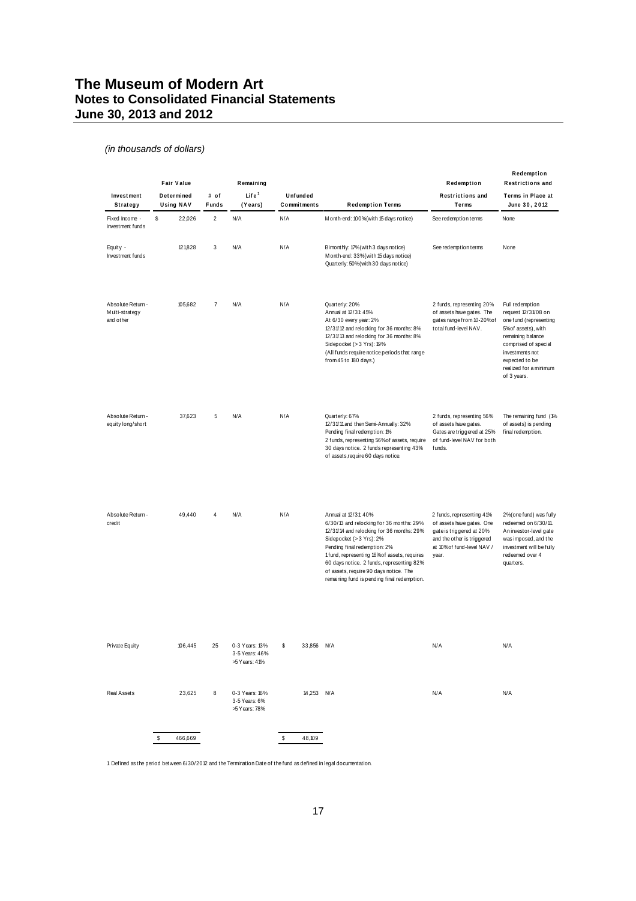# The Museum of Modern Art
## Notes to Consolidated Financial Statements
## June 30, 2013 and 2012

*(in thousands of dollars)*

| Investment Strategy | Fair Value Determined Using NAV | # of Funds | Remaining Life[1] (Years) | Unfunded Commitments | Redemption Terms | Redemption Restrictions and Terms | Redemption Restrictions and Terms in Place at June 30, 2012 |
|---|---|---|---|---|---|---|---|
| Fixed Income - investment funds | $ 22,026 | 2 | N/A | N/A | Month-end: 100% (with 15 days notice) | See redemption terms | None |
| Equity - Investment funds | 121,828 | 3 | N/A | N/A | Bimonthly: 17% (with 3 days notice) Month-end: 33% (with 15 days notice) Quarterly: 50% (with 30 days notice) | See redemption terms | None |
| Absolute Return - Multi-strategy and other | 105,682 | 7 | N/A | N/A | Quarterly: 20% Annual at 12/31: 45% At 6/30 every year: 2% 12/31/12 and relocking for 36 months: 8% 12/31/13 and relocking for 36 months: 8% Sidepocket (> 3 Yrs): 19% (All funds require notice periods that range from 45 to 180 days.) | 2 funds, representing 20% of assets have gates. The gates range from 10-20% of total fund-level NAV. | Full redemption request 12/31/08 on one fund (representing 5% of assets), with remaining balance comprised of special investments not expected to be realized for a minimum of 3 years. |
| Absolute Return - equity long/short | 37,623 | 5 | N/A | N/A | Quarterly: 67% 12/31/11 and then Semi-Annually: 32% Pending final redemption: 1% 2 funds, representing 56% of assets, require 30 days notice. 2 funds representing 43% of assets, require 60 days notice. | 2 funds, representing 56% of assets have gates. Gates are triggered at 25% of fund-level NAV for both funds. | The remaining fund (1% of assets) is pending final redemption. |
| Absolute Return - credit | 49,440 | 4 | N/A | N/A | Annual at 12/31: 40% 6/30/13 and relocking for 36 months: 29% 12/31/14 and relocking for 36 months: 29% Sidepocket (> 3 Yrs): 2% Pending final redemption: 2% 1 fund, representing 16% of assets, requires 60 days notice. 2 funds, representing 82% of assets, require 90 days notice. The remaining fund is pending final redemption. | 2 funds, representing 41% of assets have gates. One gate is triggered at 20% and the other is triggered at 10% of fund-level NAV / year. | 2% (one fund) was fully redeemed on 6/30/11. An investor-level gate was imposed, and the investment will be fully redeemed over 4 quarters. |
| Private Equity | 106,445 | 25 | 0-3 Years: 13% 3-5 Years: 46% >5 Years: 41% | $ 33,856 | N/A | N/A | N/A |
| Real Assets | 23,625 | 8 | 0-3 Years: 16% 3-5 Years: 6% >5 Years: 78% | 14,253 | N/A | N/A | N/A |
| | $ 466,669 | | | $ 48,109 | | | |

1 Defined as the period between 6/30/2012 and the Termination Date of the fund as defined in legal documentation.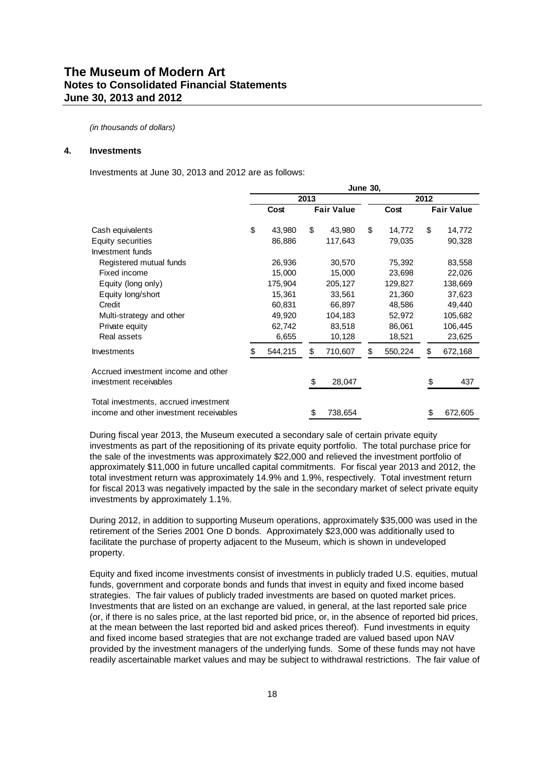*(in thousands of dollars)*

**4. Investments**

Investments at June 30, 2013 and 2012 are as follows:

| | June 30, | | | |
|---|---|---|---|---|
| | 2013 | | 2012 | |
| | Cost | Fair Value | Cost | Fair Value |
| Cash equivalents | $ 43,980 | $ 43,980 | $ 14,772 | $ 14,772 |
| Equity securities | 86,886 | 117,643 | 79,035 | 90,328 |
| Investment funds | | | | |
| Registered mutual funds | 26,936 | 30,570 | 75,392 | 83,558 |
| Fixed income | 15,000 | 15,000 | 23,698 | 22,026 |
| Equity (long only) | 175,904 | 205,127 | 129,827 | 138,669 |
| Equity long/short | 15,361 | 33,561 | 21,360 | 37,623 |
| Credit | 60,831 | 66,897 | 48,586 | 49,440 |
| Multi-strategy and other | 49,920 | 104,183 | 52,972 | 105,682 |
| Private equity | 62,742 | 83,518 | 86,061 | 106,445 |
| Real assets | 6,655 | 10,128 | 18,521 | 23,625 |
| Investments | $ 544,215 | $ 710,607 | $ 550,224 | $ 672,168 |
| Accrued investment income and other investment receivables | | $ 28,047 | | $ 437 |
| Total investments, accrued investment income and other investment receivables | | $ 738,654 | | $ 672,605 |

During fiscal year 2013, the Museum executed a secondary sale of certain private equity investments as part of the repositioning of its private equity portfolio. The total purchase price for the sale of the investments was approximately $22,000 and relieved the investment portfolio of approximately $11,000 in future uncalled capital commitments. For fiscal year 2013 and 2012, the total investment return was approximately 14.9% and 1.9%, respectively. Total investment return for fiscal 2013 was negatively impacted by the sale in the secondary market of select private equity investments by approximately 1.1%.

During 2012, in addition to supporting Museum operations, approximately $35,000 was used in the retirement of the Series 2001 One D bonds. Approximately $23,000 was additionally used to facilitate the purchase of property adjacent to the Museum, which is shown in undeveloped property.

Equity and fixed income investments consist of investments in publicly traded U.S. equities, mutual funds, government and corporate bonds and funds that invest in equity and fixed income based strategies. The fair values of publicly traded investments are based on quoted market prices. Investments that are listed on an exchange are valued, in general, at the last reported sale price (or, if there is no sales price, at the last reported bid price, or, in the absence of reported bid prices, at the mean between the last reported bid and asked prices thereof). Fund investments in equity and fixed income based strategies that are not exchange traded are valued based upon NAV provided by the investment managers of the underlying funds. Some of these funds may not have readily ascertainable market values and may be subject to withdrawal restrictions. The fair value of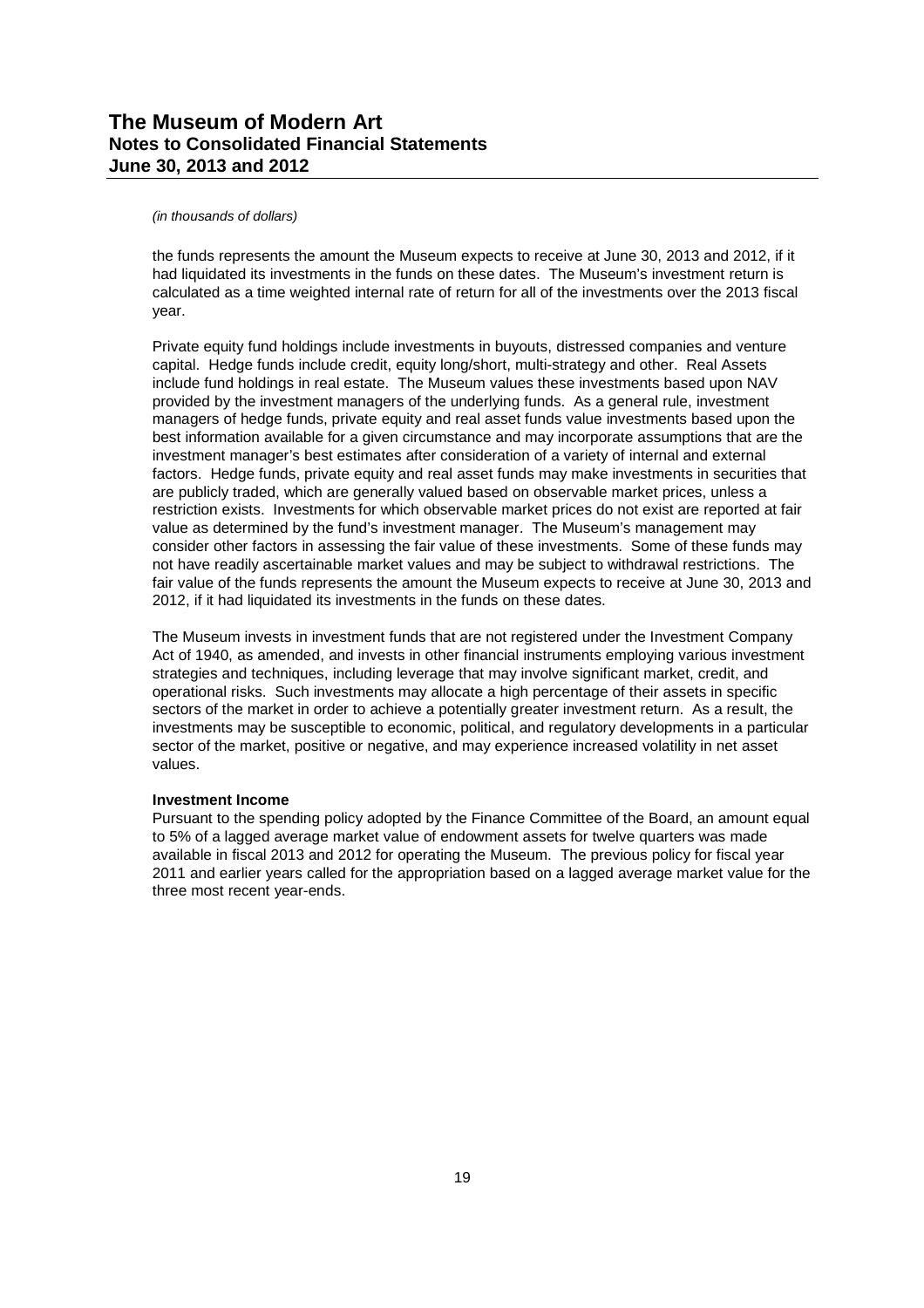*(in thousands of dollars)*

the funds represents the amount the Museum expects to receive at June 30, 2013 and 2012, if it had liquidated its investments in the funds on these dates. The Museum's investment return is calculated as a time weighted internal rate of return for all of the investments over the 2013 fiscal year.

Private equity fund holdings include investments in buyouts, distressed companies and venture capital. Hedge funds include credit, equity long/short, multi-strategy and other. Real Assets include fund holdings in real estate. The Museum values these investments based upon NAV provided by the investment managers of the underlying funds. As a general rule, investment managers of hedge funds, private equity and real asset funds value investments based upon the best information available for a given circumstance and may incorporate assumptions that are the investment manager's best estimates after consideration of a variety of internal and external factors. Hedge funds, private equity and real asset funds may make investments in securities that are publicly traded, which are generally valued based on observable market prices, unless a restriction exists. Investments for which observable market prices do not exist are reported at fair value as determined by the fund's investment manager. The Museum's management may consider other factors in assessing the fair value of these investments. Some of these funds may not have readily ascertainable market values and may be subject to withdrawal restrictions. The fair value of the funds represents the amount the Museum expects to receive at June 30, 2013 and 2012, if it had liquidated its investments in the funds on these dates.

The Museum invests in investment funds that are not registered under the Investment Company Act of 1940, as amended, and invests in other financial instruments employing various investment strategies and techniques, including leverage that may involve significant market, credit, and operational risks. Such investments may allocate a high percentage of their assets in specific sectors of the market in order to achieve a potentially greater investment return. As a result, the investments may be susceptible to economic, political, and regulatory developments in a particular sector of the market, positive or negative, and may experience increased volatility in net asset values.

**Investment Income**

Pursuant to the spending policy adopted by the Finance Committee of the Board, an amount equal to 5% of a lagged average market value of endowment assets for twelve quarters was made available in fiscal 2013 and 2012 for operating the Museum. The previous policy for fiscal year 2011 and earlier years called for the appropriation based on a lagged average market value for the three most recent year-ends.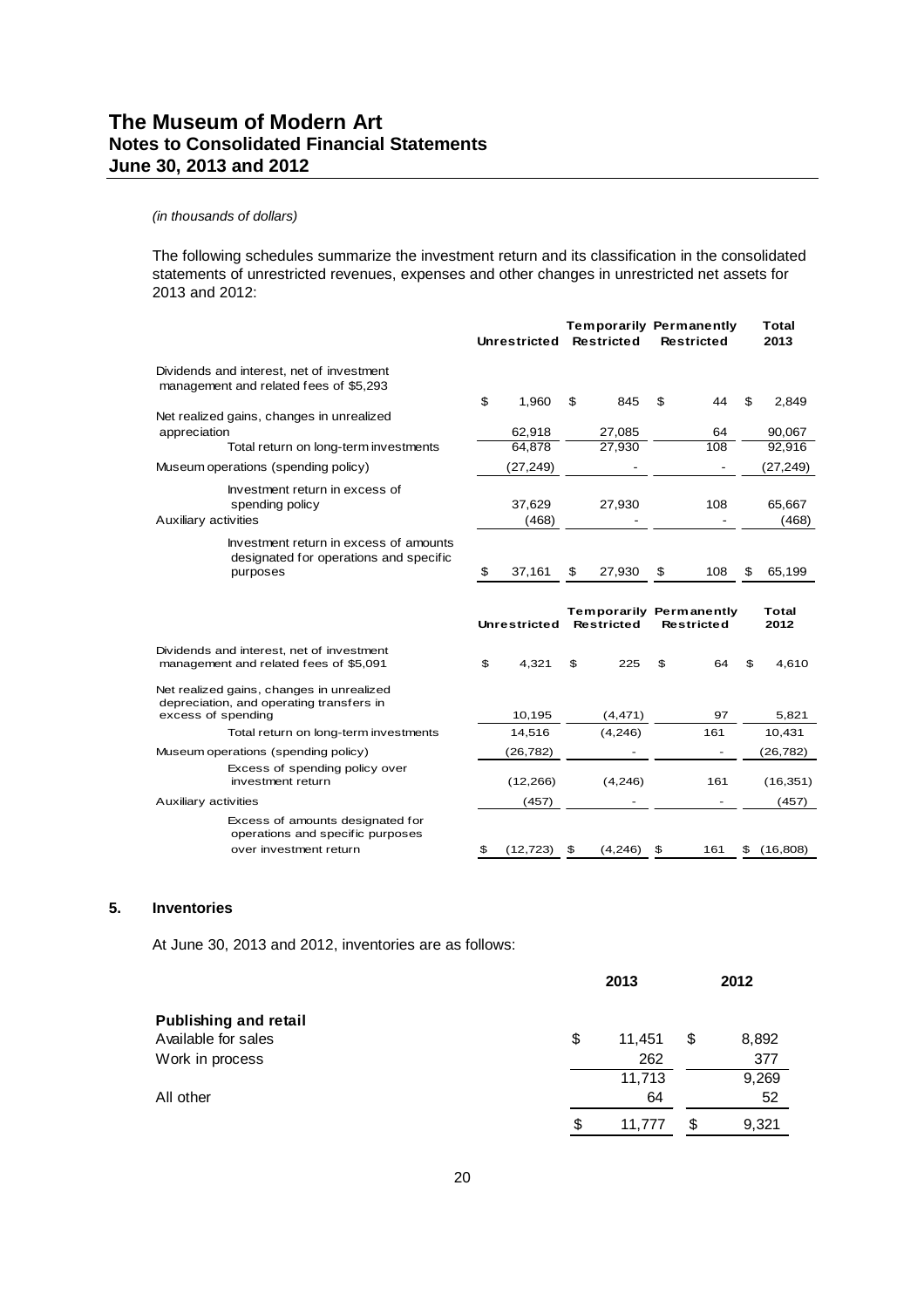*(in thousands of dollars)*

The following schedules summarize the investment return and its classification in the consolidated statements of unrestricted revenues, expenses and other changes in unrestricted net assets for 2013 and 2012:

| | Unrestricted | Temporarily Restricted | Permanently Restricted | Total 2013 |
|---|---|---|---|---|
| Dividends and interest, net of investment management and related fees of $5,293 | $ 1,960 | $ 845 | $ 44 | $ 2,849 |
| Net realized gains, changes in unrealized appreciation | 62,918 | 27,085 | 64 | 90,067 |
| Total return on long-term investments | 64,878 | 27,930 | 108 | 92,916 |
| Museum operations (spending policy) | (27,249) | - | - | (27,249) |
| Investment return in excess of spending policy | 37,629 | 27,930 | 108 | 65,667 |
| Auxiliary activities | (468) | - | - | (468) |
| Investment return in excess of amounts designated for operations and specific purposes | $ 37,161 | $ 27,930 | $ 108 | $ 65,199 |

| | Unrestricted | Temporarily Restricted | Permanently Restricted | Total 2012 |
|---|---|---|---|---|
| Dividends and interest, net of investment management and related fees of $5,091 | $ 4,321 | $ 225 | $ 64 | $ 4,610 |
| Net realized gains, changes in unrealized depreciation, and operating transfers in excess of spending | 10,195 | (4,471) | 97 | 5,821 |
| Total return on long-term investments | 14,516 | (4,246) | 161 | 10,431 |
| Museum operations (spending policy) | (26,782) | - | - | (26,782) |
| Excess of spending policy over investment return | (12,266) | (4,246) | 161 | (16,351) |
| Auxiliary activities | (457) | - | - | (457) |
| Excess of amounts designated for operations and specific purposes over investment return | $ (12,723) | $ (4,246) | $ 161 | $ (16,808) |

## 5. Inventories

At June 30, 2013 and 2012, inventories are as follows:

| | 2013 | 2012 |
|---|---|---|
| **Publishing and retail** | | |
| Available for sales | $ 11,451 | $ 8,892 |
| Work in process | 262 | 377 |
| | 11,713 | 9,269 |
| All other | 64 | 52 |
| | $ 11,777 | $ 9,321 |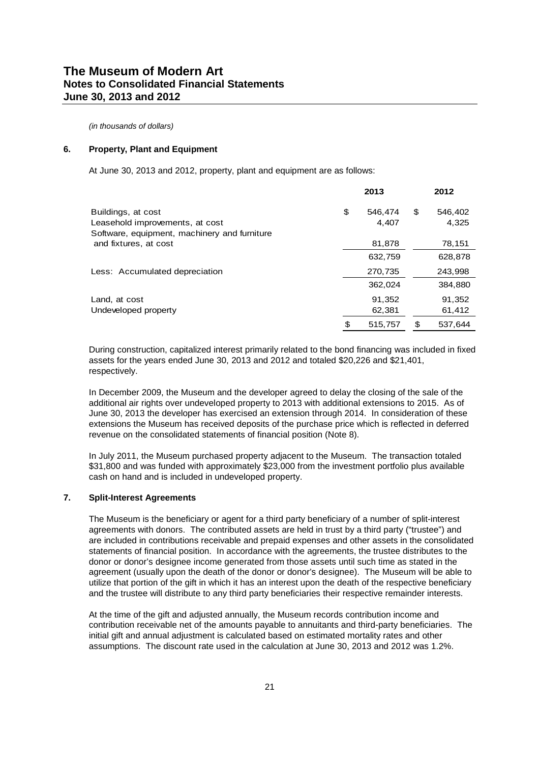*(in thousands of dollars)*

## 6. Property, Plant and Equipment

At June 30, 2013 and 2012, property, plant and equipment are as follows:

| | 2013 | 2012 |
|---|---|---|
| Buildings, at cost | $ 546,474 | $ 546,402 |
| Leasehold improvements, at cost | 4,407 | 4,325 |
| Software, equipment, machinery and furniture and fixtures, at cost | 81,878 | 78,151 |
| | 632,759 | 628,878 |
| Less: Accumulated depreciation | 270,735 | 243,998 |
| | 362,024 | 384,880 |
| Land, at cost | 91,352 | 91,352 |
| Undeveloped property | 62,381 | 61,412 |
| | $ 515,757 | $ 537,644 |

During construction, capitalized interest primarily related to the bond financing was included in fixed assets for the years ended June 30, 2013 and 2012 and totaled $20,226 and $21,401, respectively.

In December 2009, the Museum and the developer agreed to delay the closing of the sale of the additional air rights over undeveloped property to 2013 with additional extensions to 2015. As of June 30, 2013 the developer has exercised an extension through 2014. In consideration of these extensions the Museum has received deposits of the purchase price which is reflected in deferred revenue on the consolidated statements of financial position (Note 8).

In July 2011, the Museum purchased property adjacent to the Museum. The transaction totaled $31,800 and was funded with approximately $23,000 from the investment portfolio plus available cash on hand and is included in undeveloped property.

## 7. Split-Interest Agreements

The Museum is the beneficiary or agent for a third party beneficiary of a number of split-interest agreements with donors. The contributed assets are held in trust by a third party ("trustee") and are included in contributions receivable and prepaid expenses and other assets in the consolidated statements of financial position. In accordance with the agreements, the trustee distributes to the donor or donor's designee income generated from those assets until such time as stated in the agreement (usually upon the death of the donor or donor's designee). The Museum will be able to utilize that portion of the gift in which it has an interest upon the death of the respective beneficiary and the trustee will distribute to any third party beneficiaries their respective remainder interests.

At the time of the gift and adjusted annually, the Museum records contribution income and contribution receivable net of the amounts payable to annuitants and third-party beneficiaries. The initial gift and annual adjustment is calculated based on estimated mortality rates and other assumptions. The discount rate used in the calculation at June 30, 2013 and 2012 was 1.2%.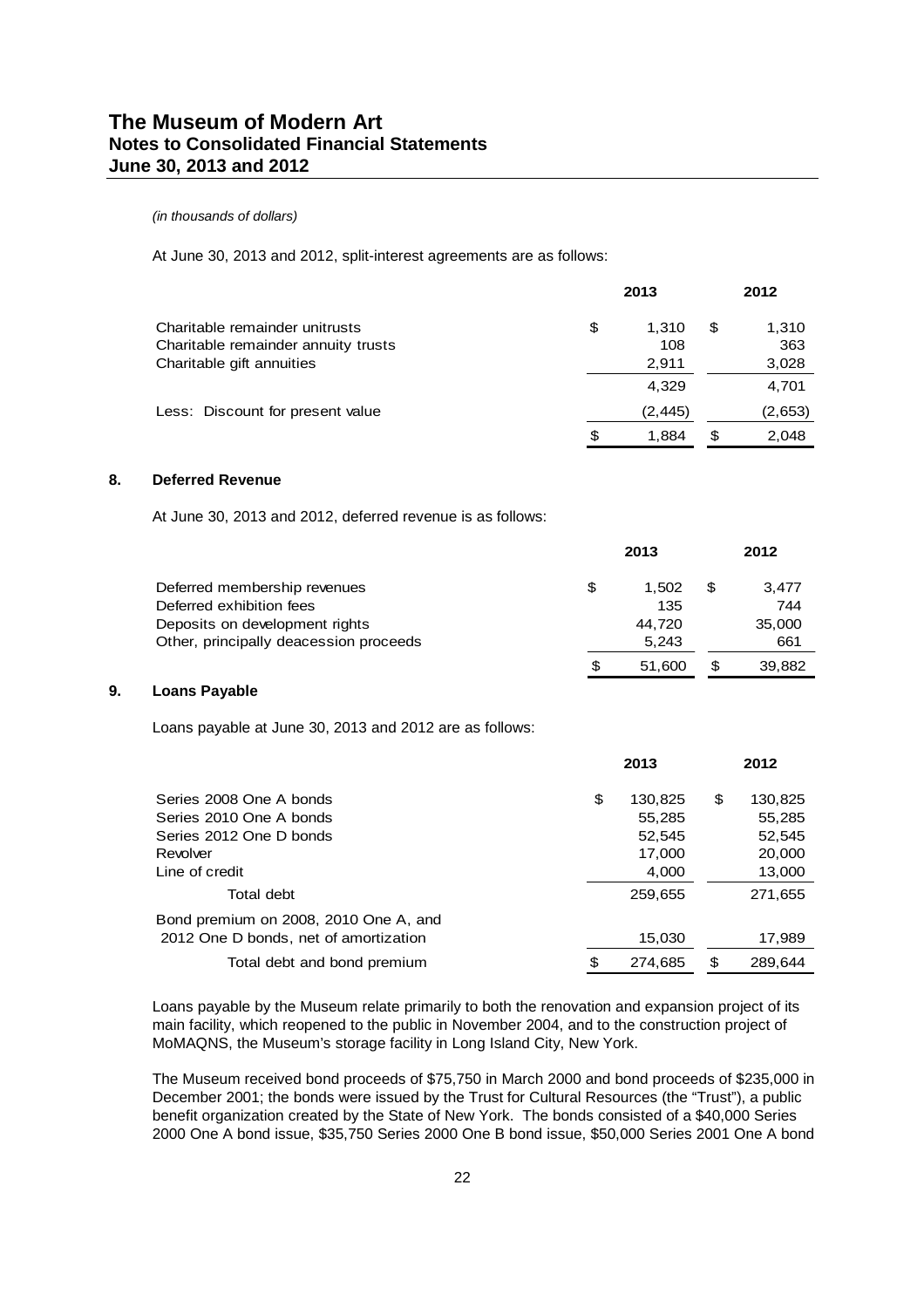*(in thousands of dollars)*

At June 30, 2013 and 2012, split-interest agreements are as follows:

| | 2013 | 2012 |
|---|---|---|
| Charitable remainder unitrusts | $ 1,310 | $ 1,310 |
| Charitable remainder annuity trusts | 108 | 363 |
| Charitable gift annuities | 2,911 | 3,028 |
| | 4,329 | 4,701 |
| Less: Discount for present value | (2,445) | (2,653) |
| | $ 1,884 | $ 2,048 |

## 8. Deferred Revenue

At June 30, 2013 and 2012, deferred revenue is as follows:

| | 2013 | 2012 |
|---|---|---|
| Deferred membership revenues | $ 1,502 | $ 3,477 |
| Deferred exhibition fees | 135 | 744 |
| Deposits on development rights | 44,720 | 35,000 |
| Other, principally deaccession proceeds | 5,243 | 661 |
| | $ 51,600 | $ 39,882 |

## 9. Loans Payable

Loans payable at June 30, 2013 and 2012 are as follows:

| | 2013 | 2012 |
|---|---|---|
| Series 2008 One A bonds | $ 130,825 | $ 130,825 |
| Series 2010 One A bonds | 55,285 | 55,285 |
| Series 2012 One D bonds | 52,545 | 52,545 |
| Revolver | 17,000 | 20,000 |
| Line of credit | 4,000 | 13,000 |
| Total debt | 259,655 | 271,655 |
| Bond premium on 2008, 2010 One A, and 2012 One D bonds, net of amortization | 15,030 | 17,989 |
| Total debt and bond premium | $ 274,685 | $ 289,644 |

Loans payable by the Museum relate primarily to both the renovation and expansion project of its main facility, which reopened to the public in November 2004, and to the construction project of MoMAQNS, the Museum's storage facility in Long Island City, New York.

The Museum received bond proceeds of $75,750 in March 2000 and bond proceeds of $235,000 in December 2001; the bonds were issued by the Trust for Cultural Resources (the "Trust"), a public benefit organization created by the State of New York. The bonds consisted of a $40,000 Series 2000 One A bond issue, $35,750 Series 2000 One B bond issue, $50,000 Series 2001 One A bond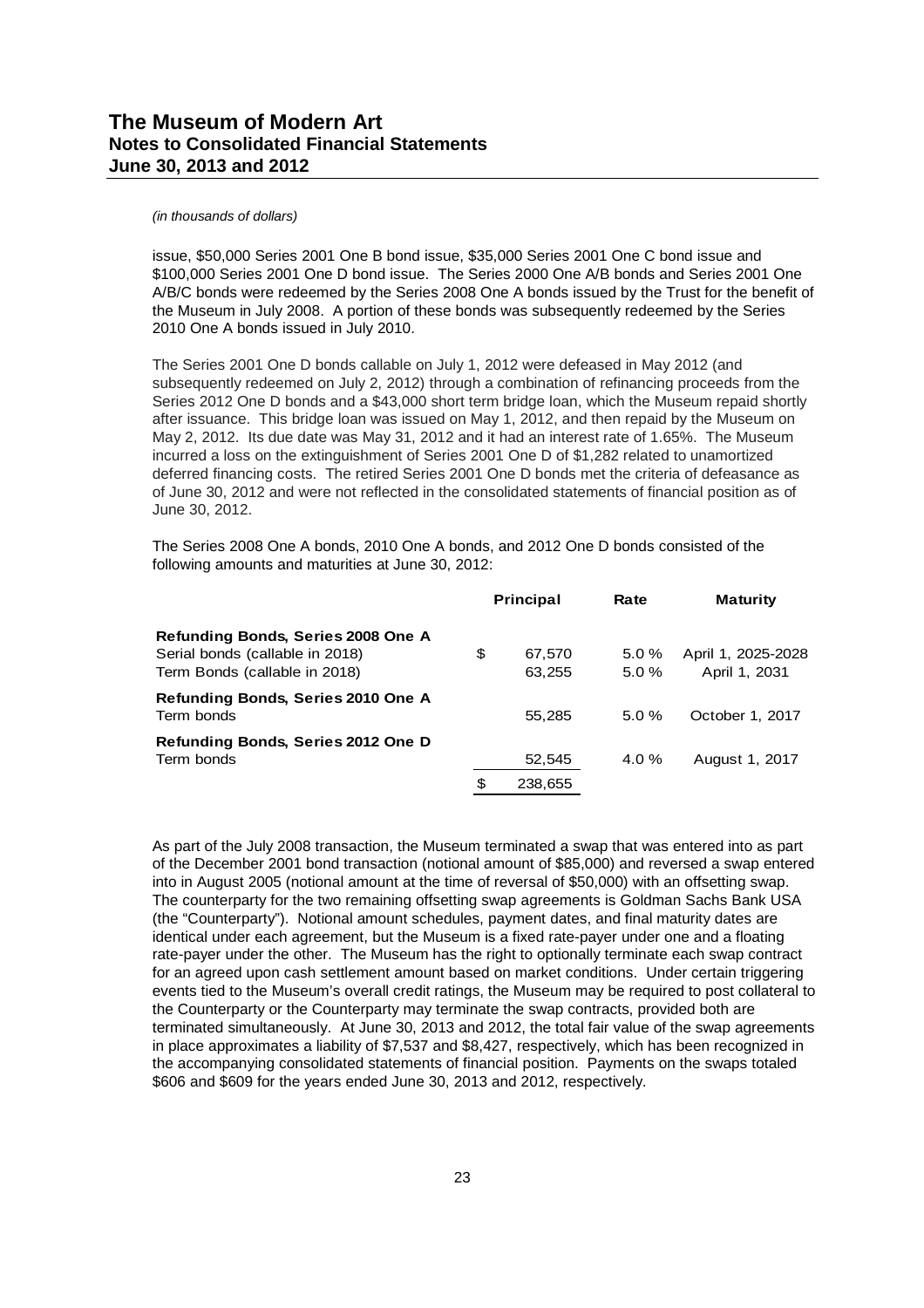*(in thousands of dollars)*

issue, $50,000 Series 2001 One B bond issue, $35,000 Series 2001 One C bond issue and $100,000 Series 2001 One D bond issue. The Series 2000 One A/B bonds and Series 2001 One A/B/C bonds were redeemed by the Series 2008 One A bonds issued by the Trust for the benefit of the Museum in July 2008. A portion of these bonds was subsequently redeemed by the Series 2010 One A bonds issued in July 2010.

The Series 2001 One D bonds callable on July 1, 2012 were defeased in May 2012 (and subsequently redeemed on July 2, 2012) through a combination of refinancing proceeds from the Series 2012 One D bonds and a $43,000 short term bridge loan, which the Museum repaid shortly after issuance. This bridge loan was issued on May 1, 2012, and then repaid by the Museum on May 2, 2012. Its due date was May 31, 2012 and it had an interest rate of 1.65%. The Museum incurred a loss on the extinguishment of Series 2001 One D of $1,282 related to unamortized deferred financing costs. The retired Series 2001 One D bonds met the criteria of defeasance as of June 30, 2012 and were not reflected in the consolidated statements of financial position as of June 30, 2012.

The Series 2008 One A bonds, 2010 One A bonds, and 2012 One D bonds consisted of the following amounts and maturities at June 30, 2012:

| | Principal | Rate | Maturity |
|---|---|---|---|
| **Refunding Bonds, Series 2008 One A** | | | |
| Serial bonds (callable in 2018) | $ 67,570 | 5.0 % | April 1, 2025-2028 |
| Term Bonds (callable in 2018) | 63,255 | 5.0 % | April 1, 2031 |
| **Refunding Bonds, Series 2010 One A** | | | |
| Term bonds | 55,285 | 5.0 % | October 1, 2017 |
| **Refunding Bonds, Series 2012 One D** | | | |
| Term bonds | 52,545 | 4.0 % | August 1, 2017 |
| | $ 238,655 | | |

As part of the July 2008 transaction, the Museum terminated a swap that was entered into as part of the December 2001 bond transaction (notional amount of $85,000) and reversed a swap entered into in August 2005 (notional amount at the time of reversal of $50,000) with an offsetting swap. The counterparty for the two remaining offsetting swap agreements is Goldman Sachs Bank USA (the "Counterparty"). Notional amount schedules, payment dates, and final maturity dates are identical under each agreement, but the Museum is a fixed rate-payer under one and a floating rate-payer under the other. The Museum has the right to optionally terminate each swap contract for an agreed upon cash settlement amount based on market conditions. Under certain triggering events tied to the Museum's overall credit ratings, the Museum may be required to post collateral to the Counterparty or the Counterparty may terminate the swap contracts, provided both are terminated simultaneously. At June 30, 2013 and 2012, the total fair value of the swap agreements in place approximates a liability of $7,537 and $8,427, respectively, which has been recognized in the accompanying consolidated statements of financial position. Payments on the swaps totaled $606 and $609 for the years ended June 30, 2013 and 2012, respectively.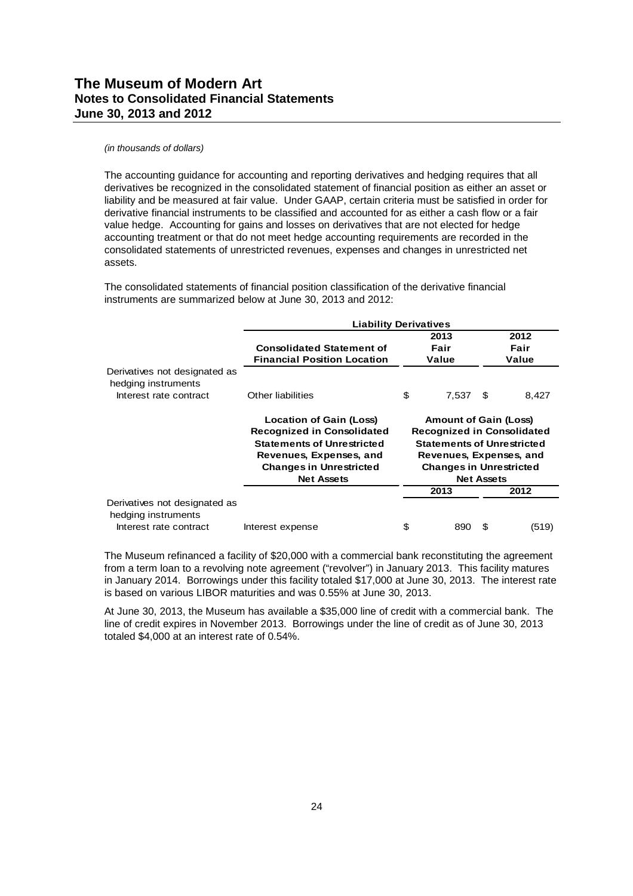*(in thousands of dollars)*

The accounting guidance for accounting and reporting derivatives and hedging requires that all derivatives be recognized in the consolidated statement of financial position as either an asset or liability and be measured at fair value. Under GAAP, certain criteria must be satisfied in order for derivative financial instruments to be classified and accounted for as either a cash flow or a fair value hedge. Accounting for gains and losses on derivatives that are not elected for hedge accounting treatment or that do not meet hedge accounting requirements are recorded in the consolidated statements of unrestricted revenues, expenses and changes in unrestricted net assets.

The consolidated statements of financial position classification of the derivative financial instruments are summarized below at June 30, 2013 and 2012:

| | **Liability Derivatives** | | |
|---|---|---|---|
| | **Consolidated Statement of Financial Position Location** | **2013 Fair Value** | **2012 Fair Value** |
| Derivatives not designated as hedging instruments | | | |
| Interest rate contract | Other liabilities | $ 7,537 | $ 8,427 |
| | **Location of Gain (Loss) Recognized in Consolidated Statements of Unrestricted Revenues, Expenses, and Changes in Unrestricted Net Assets** | **Amount of Gain (Loss) Recognized in Consolidated Statements of Unrestricted Revenues, Expenses, and Changes in Unrestricted Net Assets** | |
| | | **2013** | **2012** |
| Derivatives not designated as hedging instruments | | | |
| Interest rate contract | Interest expense | $ 890 | $ (519) |

The Museum refinanced a facility of $20,000 with a commercial bank reconstituting the agreement from a term loan to a revolving note agreement ("revolver") in January 2013. This facility matures in January 2014. Borrowings under this facility totaled $17,000 at June 30, 2013. The interest rate is based on various LIBOR maturities and was 0.55% at June 30, 2013.

At June 30, 2013, the Museum has available a $35,000 line of credit with a commercial bank. The line of credit expires in November 2013. Borrowings under the line of credit as of June 30, 2013 totaled $4,000 at an interest rate of 0.54%.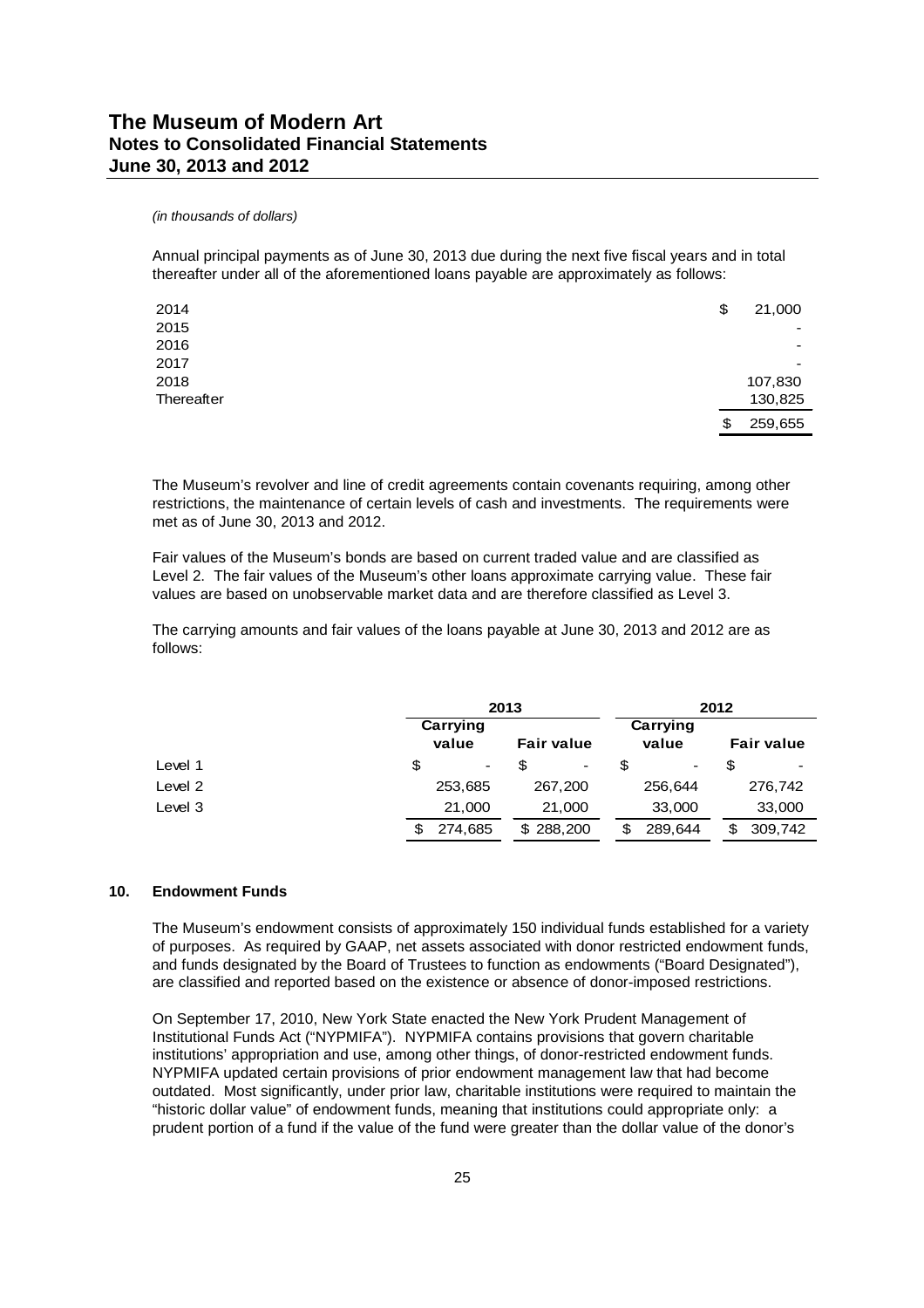*(in thousands of dollars)*

Annual principal payments as of June 30, 2013 due during the next five fiscal years and in total thereafter under all of the aforementioned loans payable are approximately as follows:

| | |
|---|---|
| 2014 | $ 21,000 |
| 2015 | - |
| 2016 | - |
| 2017 | - |
| 2018 | 107,830 |
| Thereafter | 130,825 |
| | $ 259,655 |

The Museum's revolver and line of credit agreements contain covenants requiring, among other restrictions, the maintenance of certain levels of cash and investments. The requirements were met as of June 30, 2013 and 2012.

Fair values of the Museum's bonds are based on current traded value and are classified as Level 2. The fair values of the Museum's other loans approximate carrying value. These fair values are based on unobservable market data and are therefore classified as Level 3.

The carrying amounts and fair values of the loans payable at June 30, 2013 and 2012 are as follows:

| | 2013 | | 2012 | |
|---|---|---|---|---|
| | Carrying value | Fair value | Carrying value | Fair value |
| Level 1 | $ - | $ - | $ - | $ - |
| Level 2 | 253,685 | 267,200 | 256,644 | 276,742 |
| Level 3 | 21,000 | 21,000 | 33,000 | 33,000 |
| | $ 274,685 | $ 288,200 | $ 289,644 | $ 309,742 |

## 10. Endowment Funds

The Museum's endowment consists of approximately 150 individual funds established for a variety of purposes. As required by GAAP, net assets associated with donor restricted endowment funds, and funds designated by the Board of Trustees to function as endowments ("Board Designated"), are classified and reported based on the existence or absence of donor-imposed restrictions.

On September 17, 2010, New York State enacted the New York Prudent Management of Institutional Funds Act ("NYPMIFA"). NYPMIFA contains provisions that govern charitable institutions' appropriation and use, among other things, of donor-restricted endowment funds. NYPMIFA updated certain provisions of prior endowment management law that had become outdated. Most significantly, under prior law, charitable institutions were required to maintain the "historic dollar value" of endowment funds, meaning that institutions could appropriate only: a prudent portion of a fund if the value of the fund were greater than the dollar value of the donor's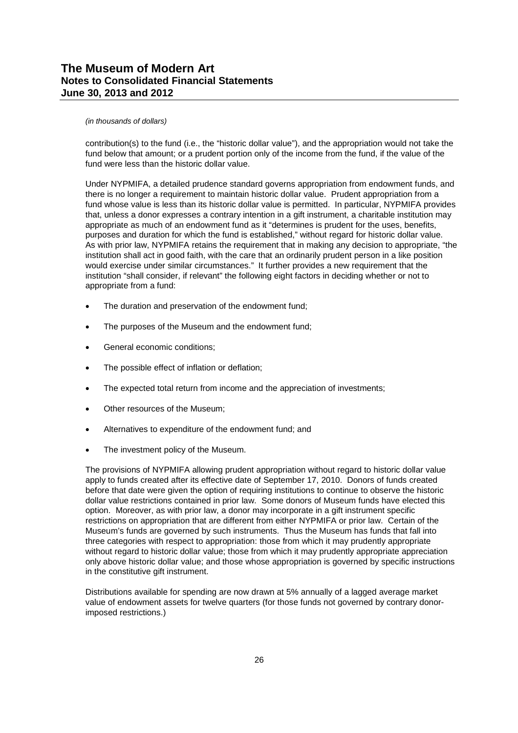*(in thousands of dollars)*

contribution(s) to the fund (i.e., the "historic dollar value"), and the appropriation would not take the fund below that amount; or a prudent portion only of the income from the fund, if the value of the fund were less than the historic dollar value.

Under NYPMIFA, a detailed prudence standard governs appropriation from endowment funds, and there is no longer a requirement to maintain historic dollar value. Prudent appropriation from a fund whose value is less than its historic dollar value is permitted. In particular, NYPMIFA provides that, unless a donor expresses a contrary intention in a gift instrument, a charitable institution may appropriate as much of an endowment fund as it "determines is prudent for the uses, benefits, purposes and duration for which the fund is established," without regard for historic dollar value. As with prior law, NYPMIFA retains the requirement that in making any decision to appropriate, "the institution shall act in good faith, with the care that an ordinarily prudent person in a like position would exercise under similar circumstances." It further provides a new requirement that the institution "shall consider, if relevant" the following eight factors in deciding whether or not to appropriate from a fund:

- The duration and preservation of the endowment fund;
- The purposes of the Museum and the endowment fund;
- General economic conditions;
- The possible effect of inflation or deflation;
- The expected total return from income and the appreciation of investments;
- Other resources of the Museum;
- Alternatives to expenditure of the endowment fund; and
- The investment policy of the Museum.

The provisions of NYPMIFA allowing prudent appropriation without regard to historic dollar value apply to funds created after its effective date of September 17, 2010. Donors of funds created before that date were given the option of requiring institutions to continue to observe the historic dollar value restrictions contained in prior law. Some donors of Museum funds have elected this option. Moreover, as with prior law, a donor may incorporate in a gift instrument specific restrictions on appropriation that are different from either NYPMIFA or prior law. Certain of the Museum's funds are governed by such instruments. Thus the Museum has funds that fall into three categories with respect to appropriation: those from which it may prudently appropriate without regard to historic dollar value; those from which it may prudently appropriate appreciation only above historic dollar value; and those whose appropriation is governed by specific instructions in the constitutive gift instrument.

Distributions available for spending are now drawn at 5% annually of a lagged average market value of endowment assets for twelve quarters (for those funds not governed by contrary donor-imposed restrictions.)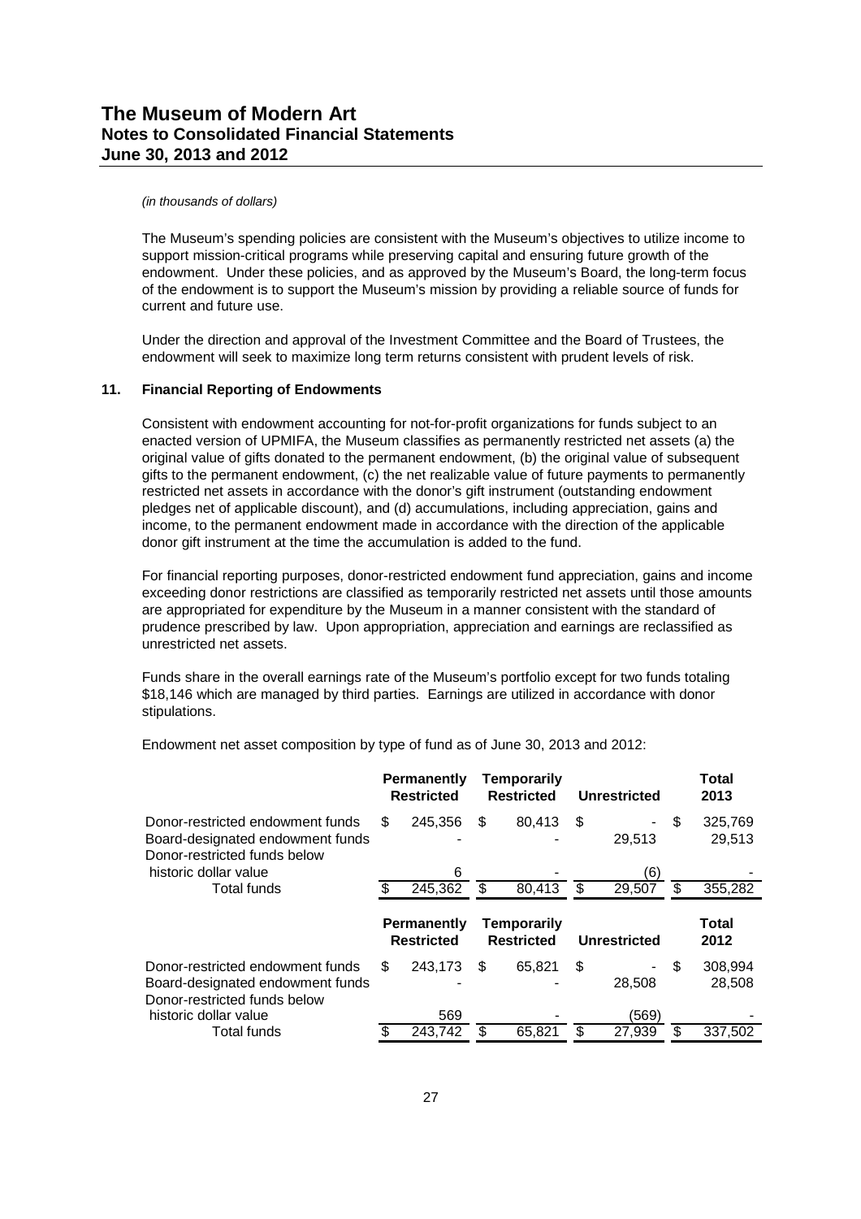*(in thousands of dollars)*

The Museum's spending policies are consistent with the Museum's objectives to utilize income to support mission-critical programs while preserving capital and ensuring future growth of the endowment. Under these policies, and as approved by the Museum's Board, the long-term focus of the endowment is to support the Museum's mission by providing a reliable source of funds for current and future use.

Under the direction and approval of the Investment Committee and the Board of Trustees, the endowment will seek to maximize long term returns consistent with prudent levels of risk.

## 11. Financial Reporting of Endowments

Consistent with endowment accounting for not-for-profit organizations for funds subject to an enacted version of UPMIFA, the Museum classifies as permanently restricted net assets (a) the original value of gifts donated to the permanent endowment, (b) the original value of subsequent gifts to the permanent endowment, (c) the net realizable value of future payments to permanently restricted net assets in accordance with the donor's gift instrument (outstanding endowment pledges net of applicable discount), and (d) accumulations, including appreciation, gains and income, to the permanent endowment made in accordance with the direction of the applicable donor gift instrument at the time the accumulation is added to the fund.

For financial reporting purposes, donor-restricted endowment fund appreciation, gains and income exceeding donor restrictions are classified as temporarily restricted net assets until those amounts are appropriated for expenditure by the Museum in a manner consistent with the standard of prudence prescribed by law. Upon appropriation, appreciation and earnings are reclassified as unrestricted net assets.

Funds share in the overall earnings rate of the Museum's portfolio except for two funds totaling $18,146 which are managed by third parties. Earnings are utilized in accordance with donor stipulations.

Endowment net asset composition by type of fund as of June 30, 2013 and 2012:

| | Permanently Restricted | Temporarily Restricted | Unrestricted | Total 2013 |
|---|---|---|---|---|
| Donor-restricted endowment funds | $ 245,356 | $ 80,413 | $ - | $ 325,769 |
| Board-designated endowment funds | - | - | 29,513 | 29,513 |
| Donor-restricted funds below historic dollar value | 6 | - | (6) | - |
| Total funds | $ 245,362 | $ 80,413 | $ 29,507 | $ 355,282 |

| | Permanently Restricted | Temporarily Restricted | Unrestricted | Total 2012 |
|---|---|---|---|---|
| Donor-restricted endowment funds | $ 243,173 | $ 65,821 | $ - | $ 308,994 |
| Board-designated endowment funds | - | - | 28,508 | 28,508 |
| Donor-restricted funds below historic dollar value | 569 | - | (569) | - |
| Total funds | $ 243,742 | $ 65,821 | $ 27,939 | $ 337,502 |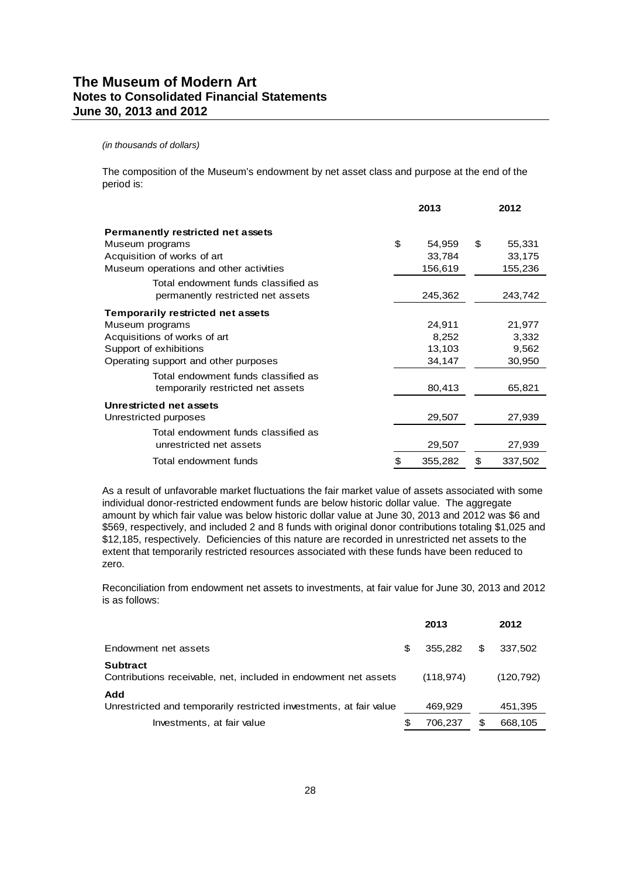*(in thousands of dollars)*

The composition of the Museum's endowment by net asset class and purpose at the end of the period is:

| | 2013 | 2012 |
|---|---|---|
| **Permanently restricted net assets** | | |
| Museum programs | $ 54,959 | $ 55,331 |
| Acquisition of works of art | 33,784 | 33,175 |
| Museum operations and other activities | 156,619 | 155,236 |
| Total endowment funds classified as permanently restricted net assets | 245,362 | 243,742 |
| **Temporarily restricted net assets** | | |
| Museum programs | 24,911 | 21,977 |
| Acquisitions of works of art | 8,252 | 3,332 |
| Support of exhibitions | 13,103 | 9,562 |
| Operating support and other purposes | 34,147 | 30,950 |
| Total endowment funds classified as temporarily restricted net assets | 80,413 | 65,821 |
| **Unrestricted net assets** | | |
| Unrestricted purposes | 29,507 | 27,939 |
| Total endowment funds classified as unrestricted net assets | 29,507 | 27,939 |
| Total endowment funds | $ 355,282 | $ 337,502 |

As a result of unfavorable market fluctuations the fair market value of assets associated with some individual donor-restricted endowment funds are below historic dollar value. The aggregate amount by which fair value was below historic dollar value at June 30, 2013 and 2012 was $6 and $569, respectively, and included 2 and 8 funds with original donor contributions totaling $1,025 and $12,185, respectively. Deficiencies of this nature are recorded in unrestricted net assets to the extent that temporarily restricted resources associated with these funds have been reduced to zero.

Reconciliation from endowment net assets to investments, at fair value for June 30, 2013 and 2012 is as follows:

| | 2013 | 2012 |
|---|---|---|
| Endowment net assets | $ 355,282 | $ 337,502 |
| **Subtract** | | |
| Contributions receivable, net, included in endowment net assets | (118,974) | (120,792) |
| **Add** | | |
| Unrestricted and temporarily restricted investments, at fair value | 469,929 | 451,395 |
| Investments, at fair value | $ 706,237 | $ 668,105 |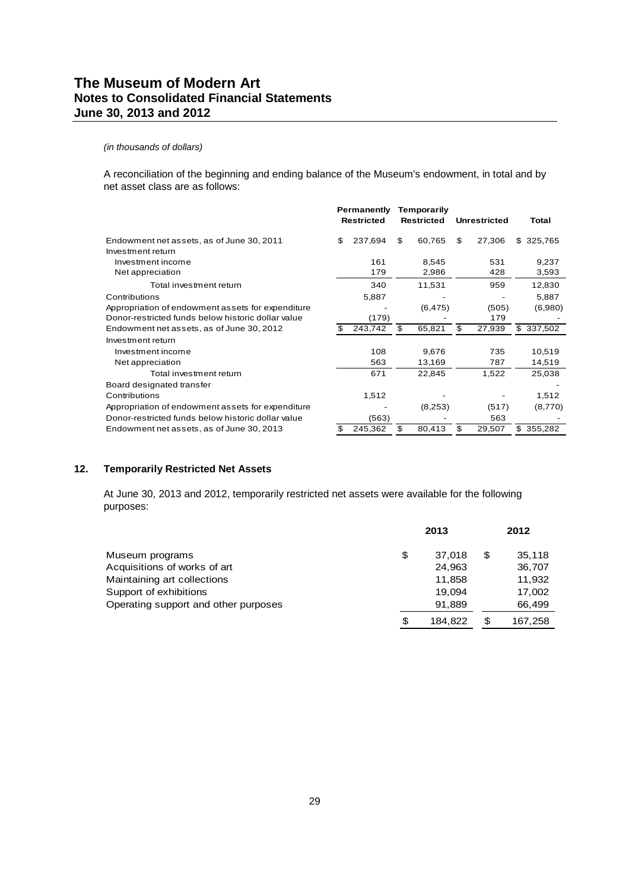*(in thousands of dollars)*

A reconciliation of the beginning and ending balance of the Museum's endowment, in total and by net asset class are as follows:

| | Permanently Restricted | Temporarily Restricted | Unrestricted | Total |
|---|---|---|---|---|
| Endowment net assets, as of June 30, 2011 | $ 237,694 | $ 60,765 | $ 27,306 | $ 325,765 |
| Investment return | | | | |
| Investment income | 161 | 8,545 | 531 | 9,237 |
| Net appreciation | 179 | 2,986 | 428 | 3,593 |
| Total investment return | 340 | 11,531 | 959 | 12,830 |
| Contributions | 5,887 | - | - | 5,887 |
| Appropriation of endowment assets for expenditure | - | (6,475) | (505) | (6,980) |
| Donor-restricted funds below historic dollar value | (179) | - | 179 | - |
| Endowment net assets, as of June 30, 2012 | $ 243,742 | $ 65,821 | $ 27,939 | $ 337,502 |
| Investment return | | | | |
| Investment income | 108 | 9,676 | 735 | 10,519 |
| Net appreciation | 563 | 13,169 | 787 | 14,519 |
| Total investment return | 671 | 22,845 | 1,522 | 25,038 |
| Board designated transfer | | | | - |
| Contributions | 1,512 | - | - | 1,512 |
| Appropriation of endowment assets for expenditure | - | (8,253) | (517) | (8,770) |
| Donor-restricted funds below historic dollar value | (563) | - | 563 | - |
| Endowment net assets, as of June 30, 2013 | $ 245,362 | $ 80,413 | $ 29,507 | $ 355,282 |

## 12. Temporarily Restricted Net Assets

At June 30, 2013 and 2012, temporarily restricted net assets were available for the following purposes:

| | 2013 | 2012 |
|---|---|---|
| Museum programs | $ 37,018 | $ 35,118 |
| Acquisitions of works of art | 24,963 | 36,707 |
| Maintaining art collections | 11,858 | 11,932 |
| Support of exhibitions | 19,094 | 17,002 |
| Operating support and other purposes | 91,889 | 66,499 |
| | $ 184,822 | $ 167,258 |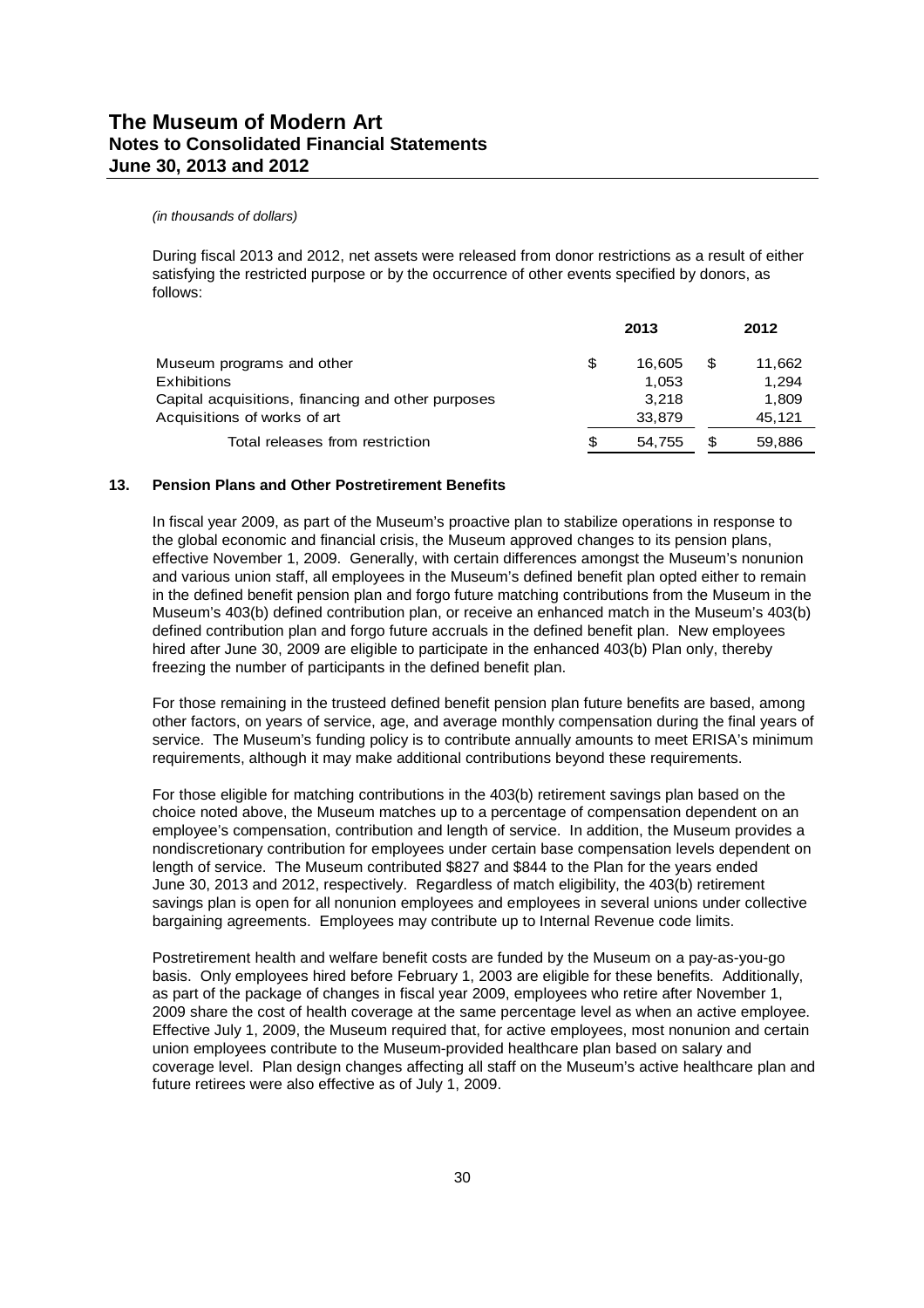*(in thousands of dollars)*

During fiscal 2013 and 2012, net assets were released from donor restrictions as a result of either satisfying the restricted purpose or by the occurrence of other events specified by donors, as follows:

| | 2013 | 2012 |
|---|---|---|
| Museum programs and other | $ 16,605 | $ 11,662 |
| Exhibitions | 1,053 | 1,294 |
| Capital acquisitions, financing and other purposes | 3,218 | 1,809 |
| Acquisitions of works of art | 33,879 | 45,121 |
| Total releases from restriction | $ 54,755 | $ 59,886 |

## 13. Pension Plans and Other Postretirement Benefits

In fiscal year 2009, as part of the Museum's proactive plan to stabilize operations in response to the global economic and financial crisis, the Museum approved changes to its pension plans, effective November 1, 2009. Generally, with certain differences amongst the Museum's nonunion and various union staff, all employees in the Museum's defined benefit plan opted either to remain in the defined benefit pension plan and forgo future matching contributions from the Museum in the Museum's 403(b) defined contribution plan, or receive an enhanced match in the Museum's 403(b) defined contribution plan and forgo future accruals in the defined benefit plan. New employees hired after June 30, 2009 are eligible to participate in the enhanced 403(b) Plan only, thereby freezing the number of participants in the defined benefit plan.

For those remaining in the trusteed defined benefit pension plan future benefits are based, among other factors, on years of service, age, and average monthly compensation during the final years of service. The Museum's funding policy is to contribute annually amounts to meet ERISA's minimum requirements, although it may make additional contributions beyond these requirements.

For those eligible for matching contributions in the 403(b) retirement savings plan based on the choice noted above, the Museum matches up to a percentage of compensation dependent on an employee's compensation, contribution and length of service. In addition, the Museum provides a nondiscretionary contribution for employees under certain base compensation levels dependent on length of service. The Museum contributed $827 and $844 to the Plan for the years ended June 30, 2013 and 2012, respectively. Regardless of match eligibility, the 403(b) retirement savings plan is open for all nonunion employees and employees in several unions under collective bargaining agreements. Employees may contribute up to Internal Revenue code limits.

Postretirement health and welfare benefit costs are funded by the Museum on a pay-as-you-go basis. Only employees hired before February 1, 2003 are eligible for these benefits. Additionally, as part of the package of changes in fiscal year 2009, employees who retire after November 1, 2009 share the cost of health coverage at the same percentage level as when an active employee. Effective July 1, 2009, the Museum required that, for active employees, most nonunion and certain union employees contribute to the Museum-provided healthcare plan based on salary and coverage level. Plan design changes affecting all staff on the Museum's active healthcare plan and future retirees were also effective as of July 1, 2009.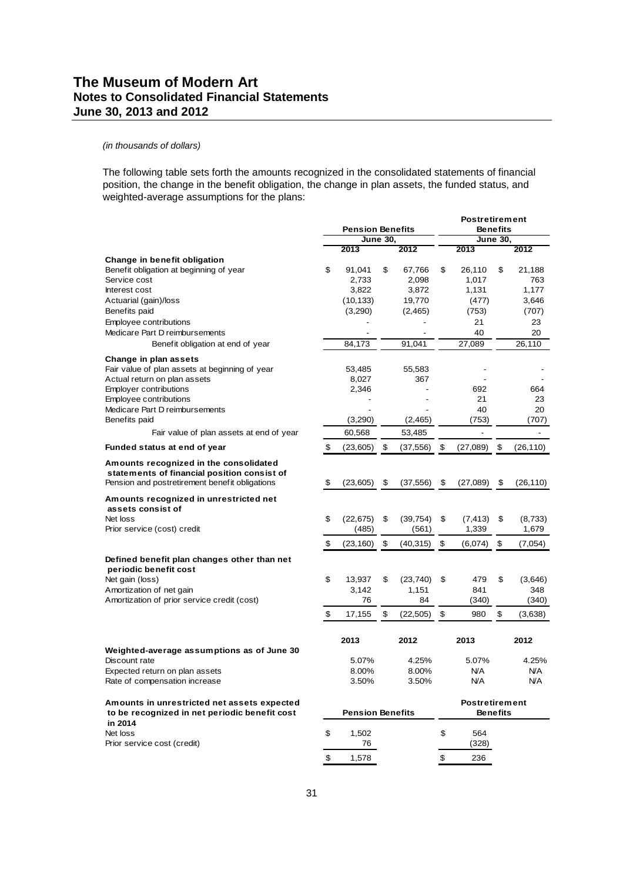# The Museum of Modern Art
## Notes to Consolidated Financial Statements
## June 30, 2013 and 2012

*(in thousands of dollars)*

The following table sets forth the amounts recognized in the consolidated statements of financial position, the change in the benefit obligation, the change in plan assets, the funded status, and weighted-average assumptions for the plans:

| | Pension Benefits | | Postretirement Benefits | |
|---|---|---|---|---|
| | June 30, | | June 30, | |
| | 2013 | 2012 | 2013 | 2012 |
| **Change in benefit obligation** | | | | |
| Benefit obligation at beginning of year | $ 91,041 | $ 67,766 | $ 26,110 | $ 21,188 |
| Service cost | 2,733 | 2,098 | 1,017 | 763 |
| Interest cost | 3,822 | 3,872 | 1,131 | 1,177 |
| Actuarial (gain)/loss | (10,133) | 19,770 | (477) | 3,646 |
| Benefits paid | (3,290) | (2,465) | (753) | (707) |
| Employee contributions | - | - | 21 | 23 |
| Medicare Part D reimbursements | - | - | 40 | 20 |
| Benefit obligation at end of year | 84,173 | 91,041 | 27,089 | 26,110 |
| **Change in plan assets** | | | | |
| Fair value of plan assets at beginning of year | 53,485 | 55,583 | - | - |
| Actual return on plan assets | 8,027 | 367 | - | - |
| Employer contributions | 2,346 | - | 692 | 664 |
| Employee contributions | - | - | 21 | 23 |
| Medicare Part D reimbursements | - | - | 40 | 20 |
| Benefits paid | (3,290) | (2,465) | (753) | (707) |
| Fair value of plan assets at end of year | 60,568 | 53,485 | - | - |
| **Funded status at end of year** | $ (23,605) | $ (37,556) | $ (27,089) | $ (26,110) |
| **Amounts recognized in the consolidated statements of financial position consist of** | | | | |
| Pension and postretirement benefit obligations | $ (23,605) | $ (37,556) | $ (27,089) | $ (26,110) |
| **Amounts recognized in unrestricted net assets consist of** | | | | |
| Net loss | $ (22,675) | $ (39,754) | $ (7,413) | $ (8,733) |
| Prior service (cost) credit | (485) | (561) | 1,339 | 1,679 |
| | $ (23,160) | $ (40,315) | $ (6,074) | $ (7,054) |
| **Defined benefit plan changes other than net periodic benefit cost** | | | | |
| Net gain (loss) | $ 13,937 | $ (23,740) | $ 479 | $ (3,646) |
| Amortization of net gain | 3,142 | 1,151 | 841 | 348 |
| Amortization of prior service credit (cost) | 76 | 84 | (340) | (340) |
| | $ 17,155 | $ (22,505) | $ 980 | $ (3,638) |

| | 2013 | 2012 | 2013 | 2012 |
|---|---|---|---|---|
| **Weighted-average assumptions as of June 30** | | | | |
| Discount rate | 5.07% | 4.25% | 5.07% | 4.25% |
| Expected return on plan assets | 8.00% | 8.00% | N/A | N/A |
| Rate of compensation increase | 3.50% | 3.50% | N/A | N/A |

| **Amounts in unrestricted net assets expected to be recognized in net periodic benefit cost in 2014** | Pension Benefits | Postretirement Benefits |
|---|---|---|
| Net loss | $ 1,502 | $ 564 |
| Prior service cost (credit) | 76 | (328) |
| | $ 1,578 | $ 236 |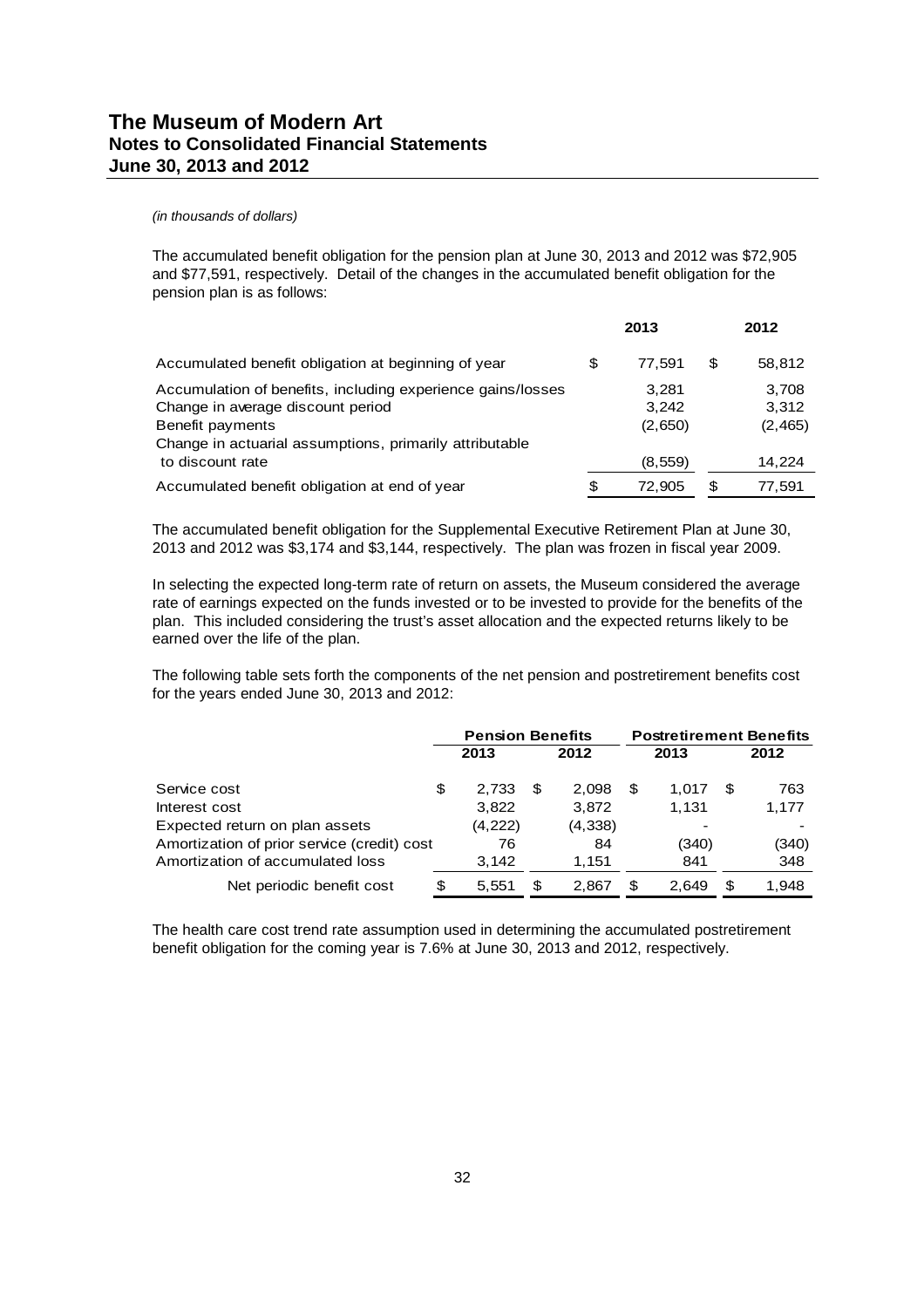*(in thousands of dollars)*

The accumulated benefit obligation for the pension plan at June 30, 2013 and 2012 was $72,905 and $77,591, respectively. Detail of the changes in the accumulated benefit obligation for the pension plan is as follows:

| | 2013 | 2012 |
|---|---|---|
| Accumulated benefit obligation at beginning of year | $ 77,591 | $ 58,812 |
| Accumulation of benefits, including experience gains/losses | 3,281 | 3,708 |
| Change in average discount period | 3,242 | 3,312 |
| Benefit payments | (2,650) | (2,465) |
| Change in actuarial assumptions, primarily attributable to discount rate | (8,559) | 14,224 |
| Accumulated benefit obligation at end of year | $ 72,905 | $ 77,591 |

The accumulated benefit obligation for the Supplemental Executive Retirement Plan at June 30, 2013 and 2012 was $3,174 and $3,144, respectively. The plan was frozen in fiscal year 2009.

In selecting the expected long-term rate of return on assets, the Museum considered the average rate of earnings expected on the funds invested or to be invested to provide for the benefits of the plan. This included considering the trust's asset allocation and the expected returns likely to be earned over the life of the plan.

The following table sets forth the components of the net pension and postretirement benefits cost for the years ended June 30, 2013 and 2012:

| | Pension Benefits | | Postretirement Benefits | |
|---|---|---|---|---|
| | 2013 | 2012 | 2013 | 2012 |
| Service cost | $ 2,733 | $ 2,098 | $ 1,017 | $ 763 |
| Interest cost | 3,822 | 3,872 | 1,131 | 1,177 |
| Expected return on plan assets | (4,222) | (4,338) | - | - |
| Amortization of prior service (credit) cost | 76 | 84 | (340) | (340) |
| Amortization of accumulated loss | 3,142 | 1,151 | 841 | 348 |
| Net periodic benefit cost | $ 5,551 | $ 2,867 | $ 2,649 | $ 1,948 |

The health care cost trend rate assumption used in determining the accumulated postretirement benefit obligation for the coming year is 7.6% at June 30, 2013 and 2012, respectively.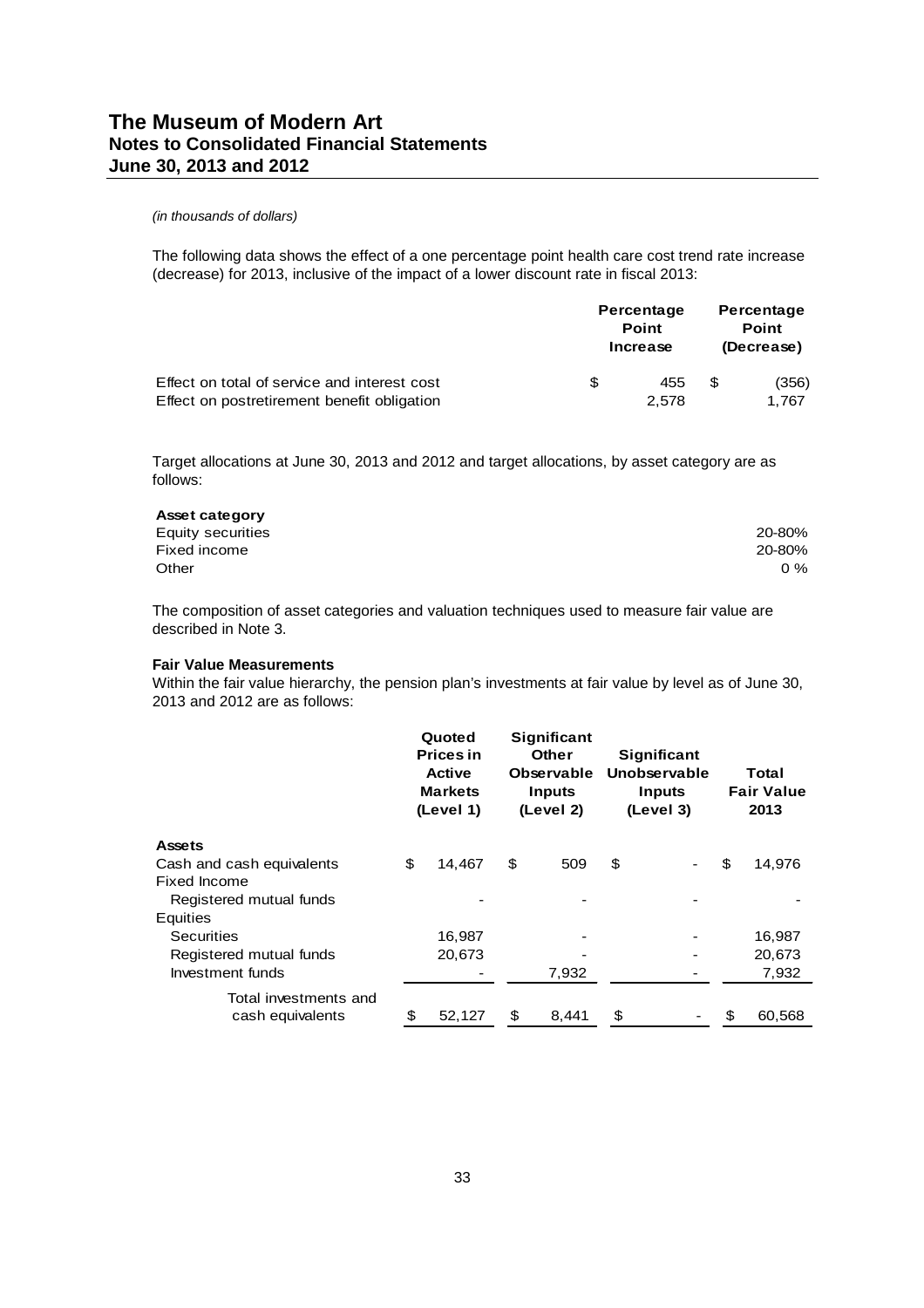*(in thousands of dollars)*

The following data shows the effect of a one percentage point health care cost trend rate increase (decrease) for 2013, inclusive of the impact of a lower discount rate in fiscal 2013:

| | Percentage Point Increase | Percentage Point (Decrease) |
|---|---|---|
| Effect on total of service and interest cost | $ 455 | $ (356) |
| Effect on postretirement benefit obligation | 2,578 | 1,767 |

Target allocations at June 30, 2013 and 2012 and target allocations, by asset category are as follows:

| **Asset category** | |
|---|---|
| Equity securities | 20-80% |
| Fixed income | 20-80% |
| Other | 0 % |

The composition of asset categories and valuation techniques used to measure fair value are described in Note 3.

**Fair Value Measurements**

Within the fair value hierarchy, the pension plan's investments at fair value by level as of June 30, 2013 and 2012 are as follows:

| | Quoted Prices in Active Markets (Level 1) | Significant Other Observable Inputs (Level 2) | Significant Unobservable Inputs (Level 3) | Total Fair Value 2013 |
|---|---|---|---|---|
| **Assets** | | | | |
| Cash and cash equivalents | $ 14,467 | $ 509 | $ - | $ 14,976 |
| Fixed Income | | | | |
| Registered mutual funds | - | - | - | - |
| Equities | | | | |
| Securities | 16,987 | - | - | 16,987 |
| Registered mutual funds | 20,673 | - | - | 20,673 |
| Investment funds | - | 7,932 | - | 7,932 |
| Total investments and cash equivalents | $ 52,127 | $ 8,441 | $ - | $ 60,568 |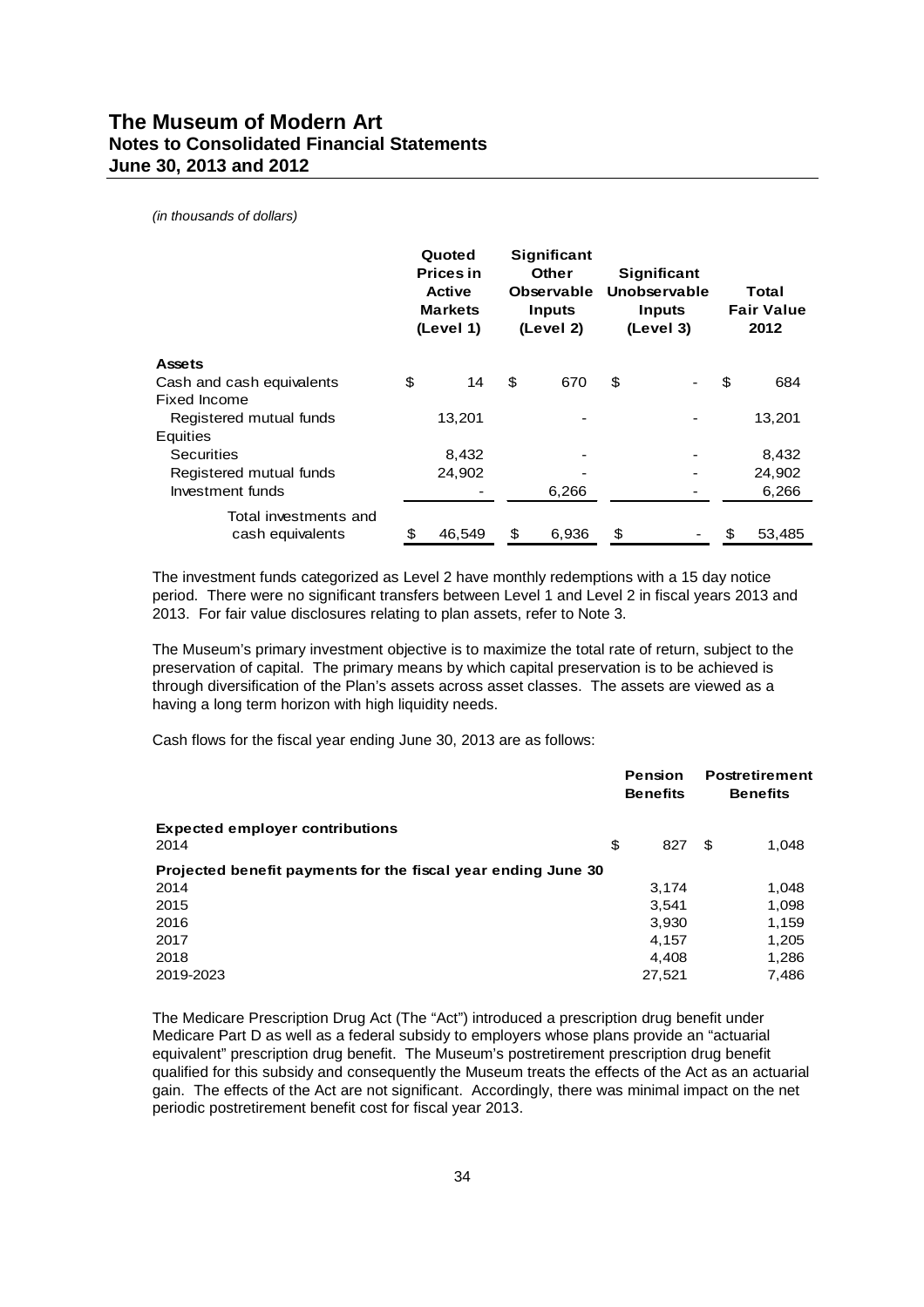*(in thousands of dollars)*

| | Quoted Prices in Active Markets (Level 1) | Significant Other Observable Inputs (Level 2) | Significant Unobservable Inputs (Level 3) | Total Fair Value 2012 |
|---|---|---|---|---|
| **Assets** | | | | |
| Cash and cash equivalents | $ 14 | $ 670 | $ - | $ 684 |
| Fixed Income | | | | |
| Registered mutual funds | 13,201 | - | - | 13,201 |
| Equities | | | | |
| Securities | 8,432 | - | - | 8,432 |
| Registered mutual funds | 24,902 | - | - | 24,902 |
| Investment funds | - | 6,266 | - | 6,266 |
| Total investments and cash equivalents | $ 46,549 | $ 6,936 | $ - | $ 53,485 |

The investment funds categorized as Level 2 have monthly redemptions with a 15 day notice period. There were no significant transfers between Level 1 and Level 2 in fiscal years 2013 and 2013. For fair value disclosures relating to plan assets, refer to Note 3.

The Museum's primary investment objective is to maximize the total rate of return, subject to the preservation of capital. The primary means by which capital preservation is to be achieved is through diversification of the Plan's assets across asset classes. The assets are viewed as a having a long term horizon with high liquidity needs.

Cash flows for the fiscal year ending June 30, 2013 are as follows:

| | Pension Benefits | Postretirement Benefits |
|---|---|---|
| **Expected employer contributions** | | |
| 2014 | $ 827 | $ 1,048 |
| **Projected benefit payments for the fiscal year ending June 30** | | |
| 2014 | 3,174 | 1,048 |
| 2015 | 3,541 | 1,098 |
| 2016 | 3,930 | 1,159 |
| 2017 | 4,157 | 1,205 |
| 2018 | 4,408 | 1,286 |
| 2019-2023 | 27,521 | 7,486 |

The Medicare Prescription Drug Act (The "Act") introduced a prescription drug benefit under Medicare Part D as well as a federal subsidy to employers whose plans provide an "actuarial equivalent" prescription drug benefit. The Museum's postretirement prescription drug benefit qualified for this subsidy and consequently the Museum treats the effects of the Act as an actuarial gain. The effects of the Act are not significant. Accordingly, there was minimal impact on the net periodic postretirement benefit cost for fiscal year 2013.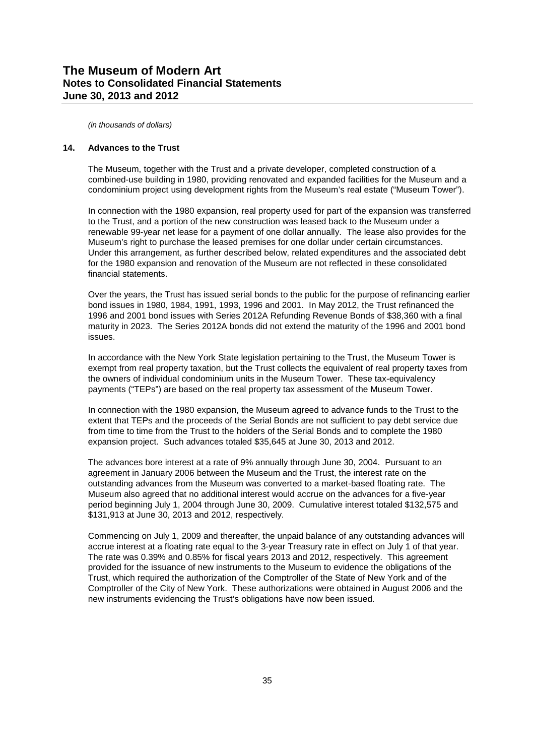*(in thousands of dollars)*

## 14. Advances to the Trust

The Museum, together with the Trust and a private developer, completed construction of a combined-use building in 1980, providing renovated and expanded facilities for the Museum and a condominium project using development rights from the Museum's real estate ("Museum Tower").

In connection with the 1980 expansion, real property used for part of the expansion was transferred to the Trust, and a portion of the new construction was leased back to the Museum under a renewable 99-year net lease for a payment of one dollar annually. The lease also provides for the Museum's right to purchase the leased premises for one dollar under certain circumstances. Under this arrangement, as further described below, related expenditures and the associated debt for the 1980 expansion and renovation of the Museum are not reflected in these consolidated financial statements.

Over the years, the Trust has issued serial bonds to the public for the purpose of refinancing earlier bond issues in 1980, 1984, 1991, 1993, 1996 and 2001. In May 2012, the Trust refinanced the 1996 and 2001 bond issues with Series 2012A Refunding Revenue Bonds of $38,360 with a final maturity in 2023. The Series 2012A bonds did not extend the maturity of the 1996 and 2001 bond issues.

In accordance with the New York State legislation pertaining to the Trust, the Museum Tower is exempt from real property taxation, but the Trust collects the equivalent of real property taxes from the owners of individual condominium units in the Museum Tower. These tax-equivalency payments ("TEPs") are based on the real property tax assessment of the Museum Tower.

In connection with the 1980 expansion, the Museum agreed to advance funds to the Trust to the extent that TEPs and the proceeds of the Serial Bonds are not sufficient to pay debt service due from time to time from the Trust to the holders of the Serial Bonds and to complete the 1980 expansion project. Such advances totaled $35,645 at June 30, 2013 and 2012.

The advances bore interest at a rate of 9% annually through June 30, 2004. Pursuant to an agreement in January 2006 between the Museum and the Trust, the interest rate on the outstanding advances from the Museum was converted to a market-based floating rate. The Museum also agreed that no additional interest would accrue on the advances for a five-year period beginning July 1, 2004 through June 30, 2009. Cumulative interest totaled $132,575 and $131,913 at June 30, 2013 and 2012, respectively.

Commencing on July 1, 2009 and thereafter, the unpaid balance of any outstanding advances will accrue interest at a floating rate equal to the 3-year Treasury rate in effect on July 1 of that year. The rate was 0.39% and 0.85% for fiscal years 2013 and 2012, respectively. This agreement provided for the issuance of new instruments to the Museum to evidence the obligations of the Trust, which required the authorization of the Comptroller of the State of New York and of the Comptroller of the City of New York. These authorizations were obtained in August 2006 and the new instruments evidencing the Trust's obligations have now been issued.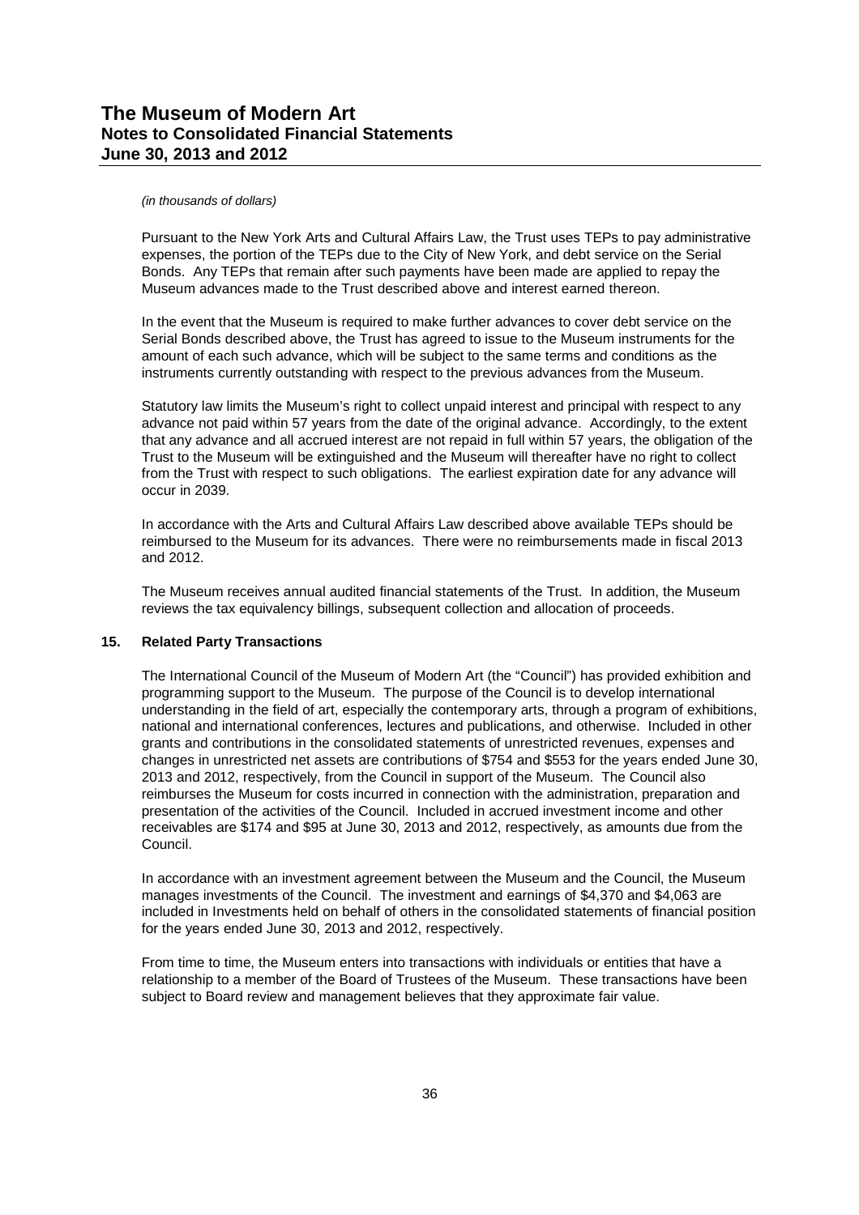*(in thousands of dollars)*

Pursuant to the New York Arts and Cultural Affairs Law, the Trust uses TEPs to pay administrative expenses, the portion of the TEPs due to the City of New York, and debt service on the Serial Bonds. Any TEPs that remain after such payments have been made are applied to repay the Museum advances made to the Trust described above and interest earned thereon.

In the event that the Museum is required to make further advances to cover debt service on the Serial Bonds described above, the Trust has agreed to issue to the Museum instruments for the amount of each such advance, which will be subject to the same terms and conditions as the instruments currently outstanding with respect to the previous advances from the Museum.

Statutory law limits the Museum's right to collect unpaid interest and principal with respect to any advance not paid within 57 years from the date of the original advance. Accordingly, to the extent that any advance and all accrued interest are not repaid in full within 57 years, the obligation of the Trust to the Museum will be extinguished and the Museum will thereafter have no right to collect from the Trust with respect to such obligations. The earliest expiration date for any advance will occur in 2039.

In accordance with the Arts and Cultural Affairs Law described above available TEPs should be reimbursed to the Museum for its advances. There were no reimbursements made in fiscal 2013 and 2012.

The Museum receives annual audited financial statements of the Trust. In addition, the Museum reviews the tax equivalency billings, subsequent collection and allocation of proceeds.

## 15. Related Party Transactions

The International Council of the Museum of Modern Art (the "Council") has provided exhibition and programming support to the Museum. The purpose of the Council is to develop international understanding in the field of art, especially the contemporary arts, through a program of exhibitions, national and international conferences, lectures and publications, and otherwise. Included in other grants and contributions in the consolidated statements of unrestricted revenues, expenses and changes in unrestricted net assets are contributions of $754 and $553 for the years ended June 30, 2013 and 2012, respectively, from the Council in support of the Museum. The Council also reimburses the Museum for costs incurred in connection with the administration, preparation and presentation of the activities of the Council. Included in accrued investment income and other receivables are $174 and $95 at June 30, 2013 and 2012, respectively, as amounts due from the Council.

In accordance with an investment agreement between the Museum and the Council, the Museum manages investments of the Council. The investment and earnings of $4,370 and $4,063 are included in Investments held on behalf of others in the consolidated statements of financial position for the years ended June 30, 2013 and 2012, respectively.

From time to time, the Museum enters into transactions with individuals or entities that have a relationship to a member of the Board of Trustees of the Museum. These transactions have been subject to Board review and management believes that they approximate fair value.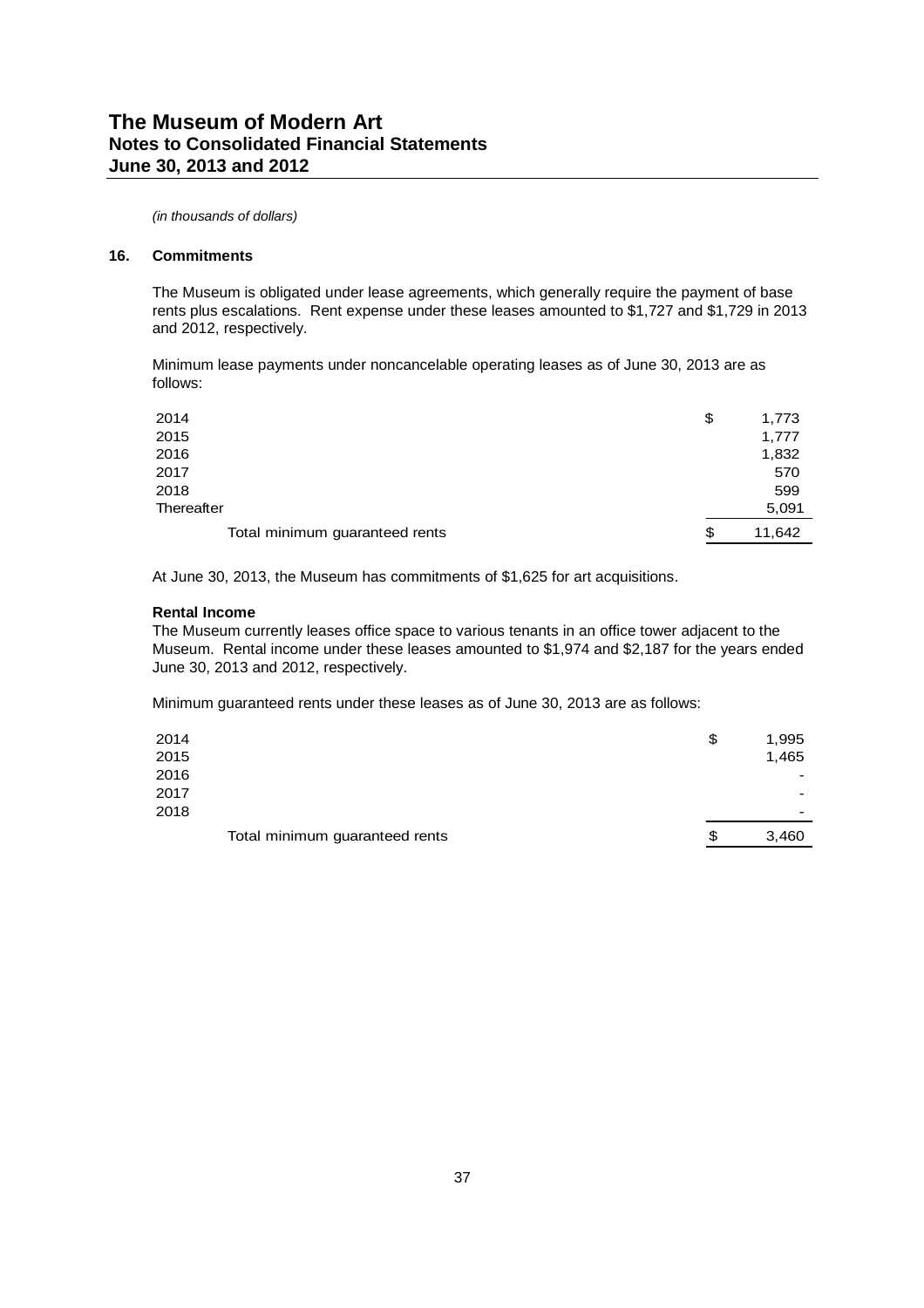*(in thousands of dollars)*

## 16. Commitments

The Museum is obligated under lease agreements, which generally require the payment of base rents plus escalations. Rent expense under these leases amounted to $1,727 and $1,729 in 2013 and 2012, respectively.

Minimum lease payments under noncancelable operating leases as of June 30, 2013 are as follows:

| | | |
|---|---|---|
| 2014 | $ | 1,773 |
| 2015 | | 1,777 |
| 2016 | | 1,832 |
| 2017 | | 570 |
| 2018 | | 599 |
| Thereafter | | 5,091 |
| Total minimum guaranteed rents | $ | 11,642 |

At June 30, 2013, the Museum has commitments of $1,625 for art acquisitions.

**Rental Income**

The Museum currently leases office space to various tenants in an office tower adjacent to the Museum. Rental income under these leases amounted to $1,974 and $2,187 for the years ended June 30, 2013 and 2012, respectively.

Minimum guaranteed rents under these leases as of June 30, 2013 are as follows:

| | | |
|---|---|---|
| 2014 | $ | 1,995 |
| 2015 | | 1,465 |
| 2016 | | - |
| 2017 | | - |
| 2018 | | - |
| Total minimum guaranteed rents | $ | 3,460 |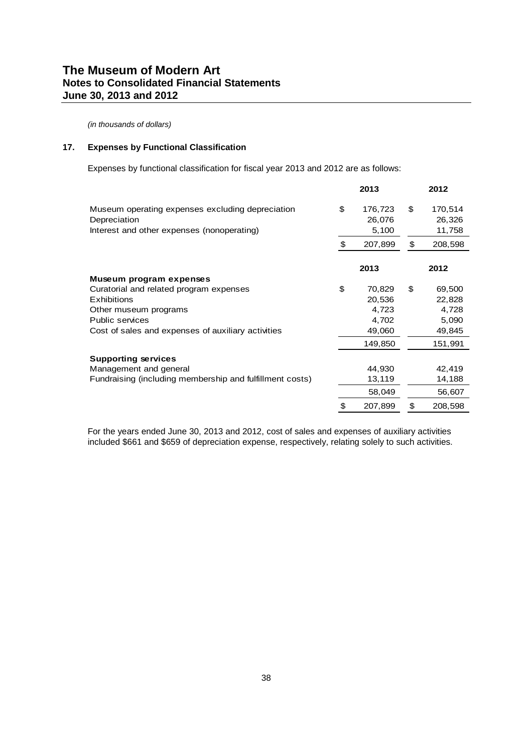*(in thousands of dollars)*

## 17. Expenses by Functional Classification

Expenses by functional classification for fiscal year 2013 and 2012 are as follows:

| | 2013 | 2012 |
|---|---|---|
| Museum operating expenses excluding depreciation | $ 176,723 | $ 170,514 |
| Depreciation | 26,076 | 26,326 |
| Interest and other expenses (nonoperating) | 5,100 | 11,758 |
| | $ 207,899 | $ 208,598 |

| | 2013 | 2012 |
|---|---|---|
| **Museum program expenses** | | |
| Curatorial and related program expenses | $ 70,829 | $ 69,500 |
| Exhibitions | 20,536 | 22,828 |
| Other museum programs | 4,723 | 4,728 |
| Public services | 4,702 | 5,090 |
| Cost of sales and expenses of auxiliary activities | 49,060 | 49,845 |
| | 149,850 | 151,991 |
| **Supporting services** | | |
| Management and general | 44,930 | 42,419 |
| Fundraising (including membership and fulfillment costs) | 13,119 | 14,188 |
| | 58,049 | 56,607 |
| | $ 207,899 | $ 208,598 |

For the years ended June 30, 2013 and 2012, cost of sales and expenses of auxiliary activities included $661 and $659 of depreciation expense, respectively, relating solely to such activities.